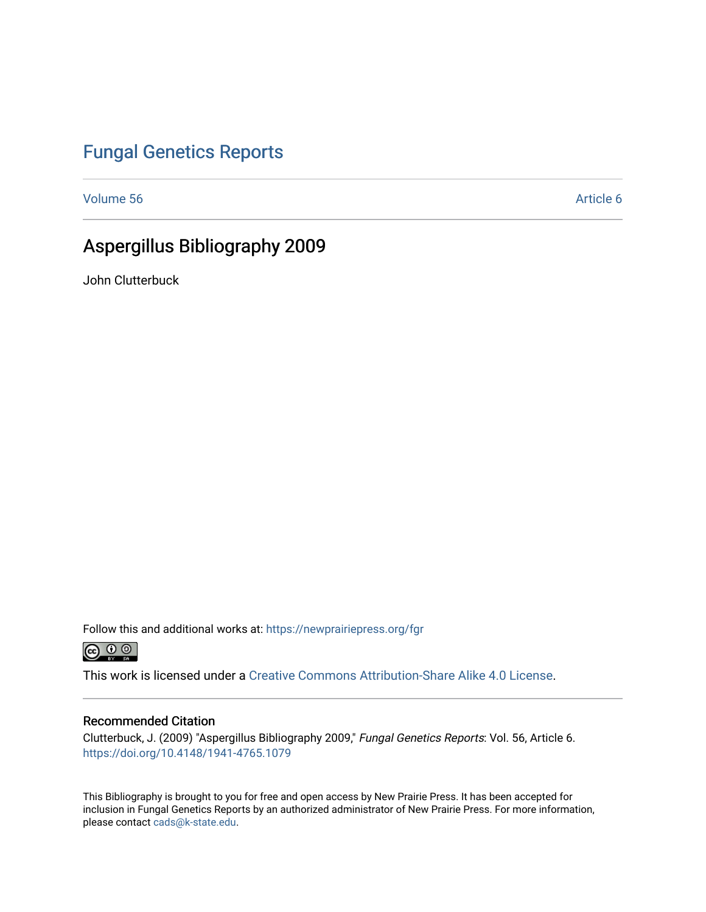# Fungal Genetics Reports

Volume 56 Article 6

## Aspergillus Bibliography 2009

John Clutterbuck

Follow this and additional works at: https://newprairiepress.org/fgr

This work is licensed under a Creative Commons Attribution-Share Alike 4.0 License.

### Recommended Citation

Clutterbuck, J. (2009) "Aspergillus Bibliography 2009," *Fungal Genetics Reports*: Vol. 56, Article 6. https://doi.org/10.4148/1941-4765.1079

This Bibliography is brought to you for free and open access by New Prairie Press. It has been accepted for inclusion in Fungal Genetics Reports by an authorized administrator of New Prairie Press. For more information, please contact cads@k-state.edu.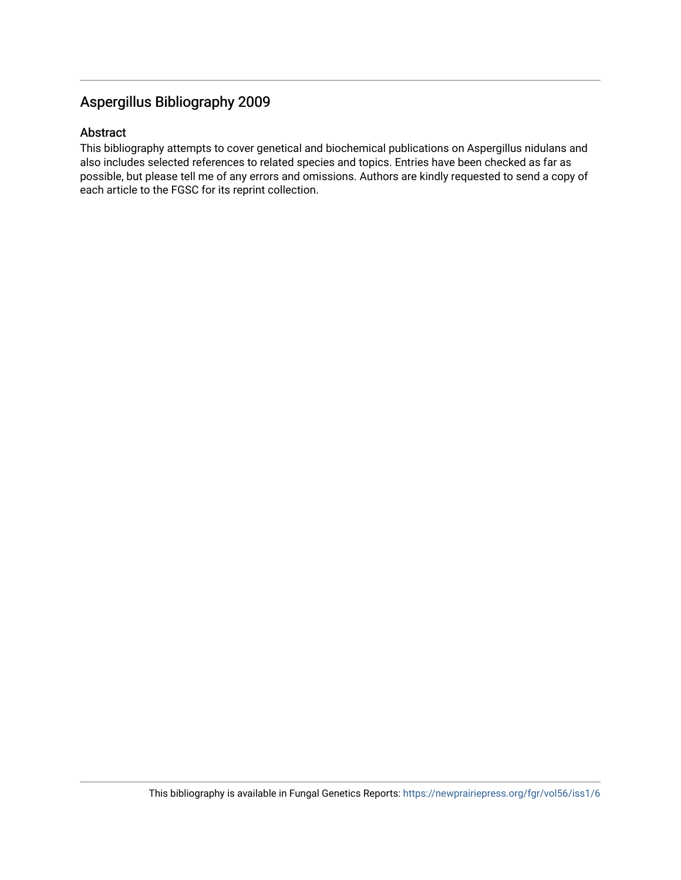# Aspergillus Bibliography 2009

## Abstract

This bibliography attempts to cover genetical and biochemical publications on Aspergillus nidulans and also includes selected references to related species and topics. Entries have been checked as far as possible, but please tell me of any errors and omissions. Authors are kindly requested to send a copy of each article to the FGSC for its reprint collection.

This bibliography is available in Fungal Genetics Reports: https://newprairiepress.org/fgr/vol56/iss1/6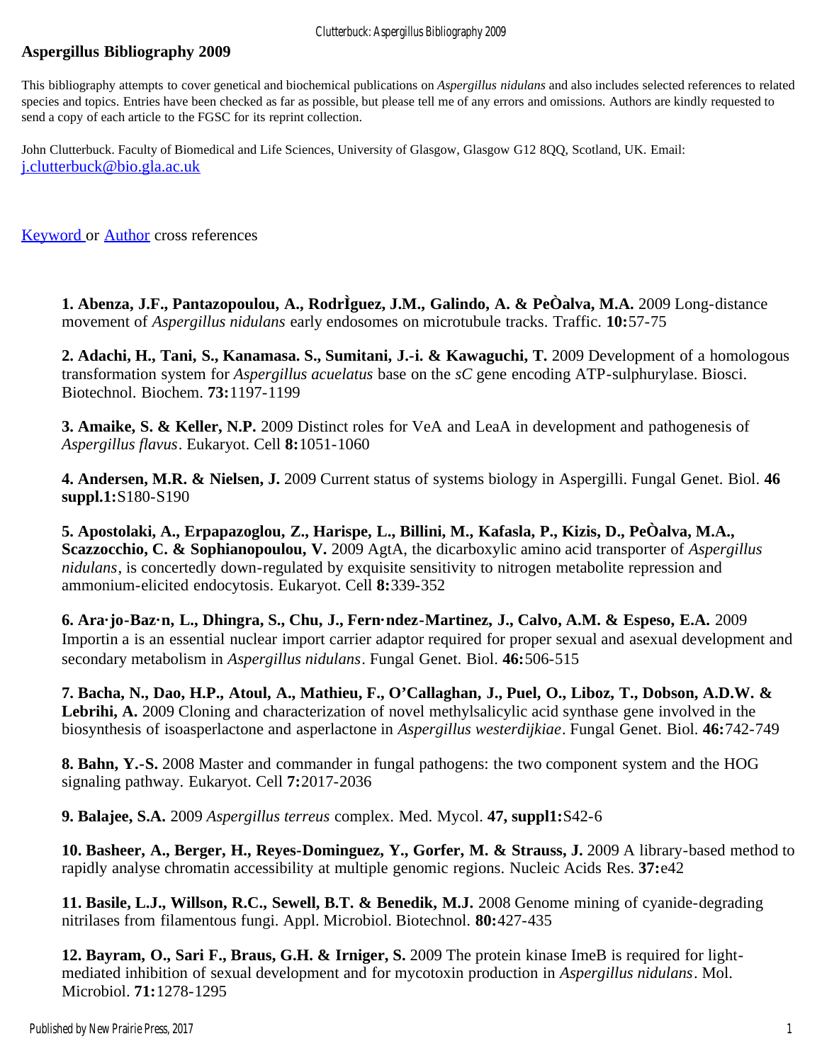## Aspergillus Bibliography 2009

This bibliography attempts to cover genetical and biochemical publications on *Aspergillus nidulans* and also includes selected references to related species and topics. Entries have been checked as far as possible, but please tell me of any errors and omissions. Authors are kindly requested to send a copy of each article to the FGSC for its reprint collection.

John Clutterbuck. Faculty of Biomedical and Life Sciences, University of Glasgow, Glasgow G12 8QQ, Scotland, UK. Email: j.clutterbuck@bio.gla.ac.uk

Keyword or Author cross references

**1. Abenza, J.F., Pantazopoulou, A., RodrÌguez, J.M., Galindo, A. & PeÒalva, M.A.** 2009 Long-distance movement of *Aspergillus nidulans* early endosomes on microtubule tracks. Traffic. **10:**57-75

**2. Adachi, H., Tani, S., Kanamasa. S., Sumitani, J.-i. & Kawaguchi, T.** 2009 Development of a homologous transformation system for *Aspergillus acuelatus* base on the *sC* gene encoding ATP-sulphurylase. Biosci. Biotechnol. Biochem. **73:**1197-1199

**3. Amaike, S. & Keller, N.P.** 2009 Distinct roles for VeA and LeaA in development and pathogenesis of *Aspergillus flavus*. Eukaryot. Cell **8:**1051-1060

**4. Andersen, M.R. & Nielsen, J.** 2009 Current status of systems biology in Aspergilli. Fungal Genet. Biol. **46 suppl.1:**S180-S190

**5. Apostolaki, A., Erpapazoglou, Z., Harispe, L., Billini, M., Kafasla, P., Kizis, D., PeÒalva, M.A., Scazzocchio, C. & Sophianopoulou, V.** 2009 AgtA, the dicarboxylic amino acid transporter of *Aspergillus nidulans*, is concertedly down-regulated by exquisite sensitivity to nitrogen metabolite repression and ammonium-elicited endocytosis. Eukaryot. Cell **8:**339-352

**6. Ara·jo-Baz·n, L., Dhingra, S., Chu, J., Fern·ndez-Martinez, J., Calvo, A.M. & Espeso, E.A.** 2009 Importin a is an essential nuclear import carrier adaptor required for proper sexual and asexual development and secondary metabolism in *Aspergillus nidulans*. Fungal Genet. Biol. **46:**506-515

**7. Bacha, N., Dao, H.P., Atoul, A., Mathieu, F., O'Callaghan, J., Puel, O., Liboz, T., Dobson, A.D.W. & Lebrihi, A.** 2009 Cloning and characterization of novel methylsalicylic acid synthase gene involved in the biosynthesis of isoasperlactone and asperlactone in *Aspergillus westerdijkiae*. Fungal Genet. Biol. **46:**742-749

**8. Bahn, Y.-S.** 2008 Master and commander in fungal pathogens: the two component system and the HOG signaling pathway. Eukaryot. Cell **7:**2017-2036

**9. Balajee, S.A.** 2009 *Aspergillus terreus* complex. Med. Mycol. **47, suppl1:**S42-6

**10. Basheer, A., Berger, H., Reyes-Dominguez, Y., Gorfer, M. & Strauss, J.** 2009 A library-based method to rapidly analyse chromatin accessibility at multiple genomic regions. Nucleic Acids Res. **37:**e42

**11. Basile, L.J., Willson, R.C., Sewell, B.T. & Benedik, M.J.** 2008 Genome mining of cyanide-degrading nitrilases from filamentous fungi. Appl. Microbiol. Biotechnol. **80:**427-435

**12. Bayram, O., Sari F., Braus, G.H. & Irniger, S.** 2009 The protein kinase ImeB is required for light-mediated inhibition of sexual development and for mycotoxin production in *Aspergillus nidulans*. Mol. Microbiol. **71:**1278-1295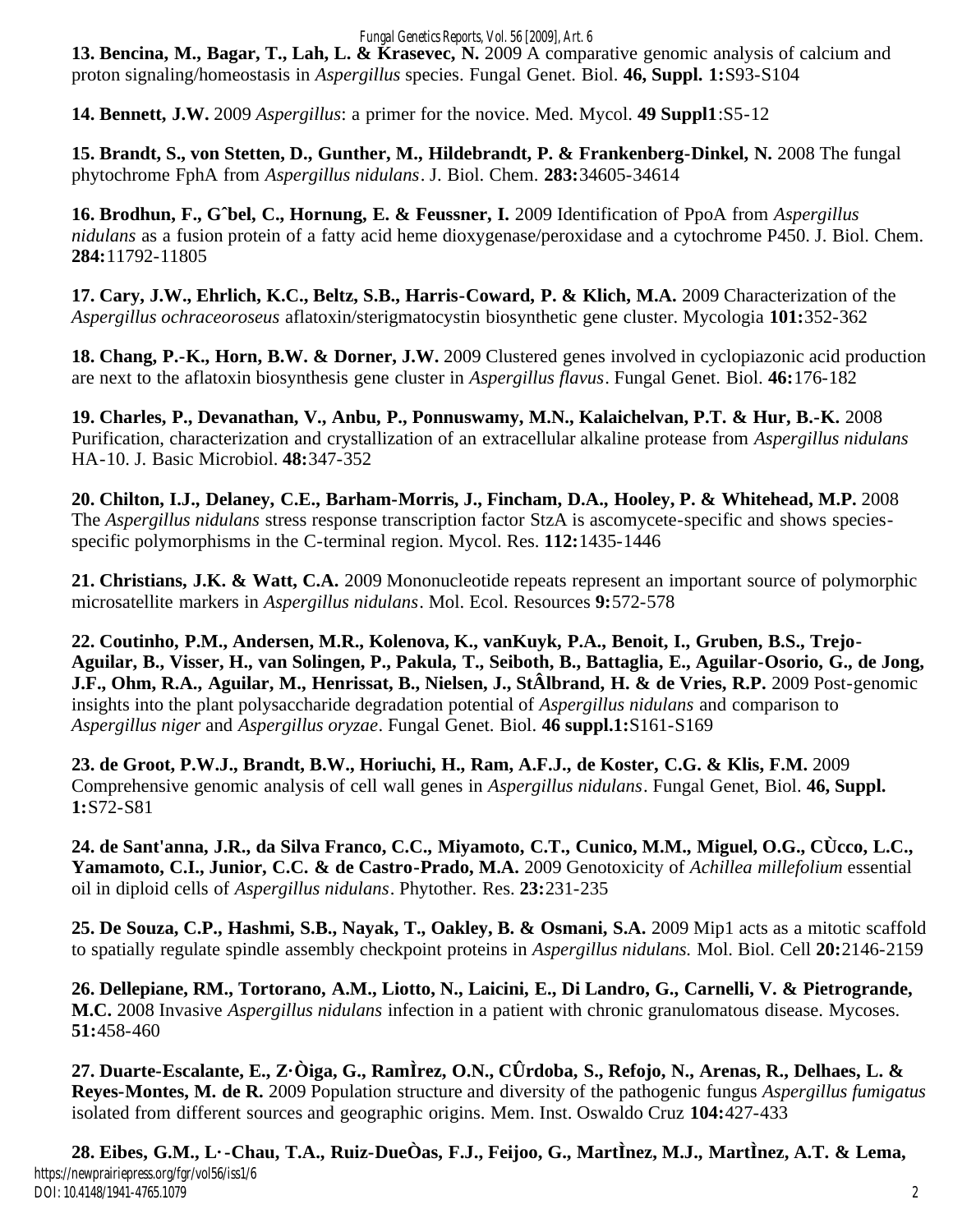**13. Bencina, M., Bagar, T., Lah, L. & Krasevec, N.** 2009 A comparative genomic analysis of calcium and proton signaling/homeostasis in *Aspergillus* species. Fungal Genet. Biol. **46, Suppl. 1:**S93-S104

**14. Bennett, J.W.** 2009 *Aspergillus*: a primer for the novice. Med. Mycol. **49 Suppl1**:S5-12

**15. Brandt, S., von Stetten, D., Gunther, M., Hildebrandt, P. & Frankenberg-Dinkel, N.** 2008 The fungal phytochrome FphA from *Aspergillus nidulans*. J. Biol. Chem. **283:**34605-34614

**16. Brodhun, F., Gˆbel, C., Hornung, E. & Feussner, I.** 2009 Identification of PpoA from *Aspergillus nidulans* as a fusion protein of a fatty acid heme dioxygenase/peroxidase and a cytochrome P450. J. Biol. Chem. **284:**11792-11805

**17. Cary, J.W., Ehrlich, K.C., Beltz, S.B., Harris-Coward, P. & Klich, M.A.** 2009 Characterization of the *Aspergillus ochraceoroseus* aflatoxin/sterigmatocystin biosynthetic gene cluster. Mycologia **101:**352-362

**18. Chang, P.-K., Horn, B.W. & Dorner, J.W.** 2009 Clustered genes involved in cyclopiazonic acid production are next to the aflatoxin biosynthesis gene cluster in *Aspergillus flavus*. Fungal Genet. Biol. **46:**176-182

**19. Charles, P., Devanathan, V., Anbu, P., Ponnuswamy, M.N., Kalaichelvan, P.T. & Hur, B.-K.** 2008 Purification, characterization and crystallization of an extracellular alkaline protease from *Aspergillus nidulans* HA-10. J. Basic Microbiol. **48:**347-352

**20. Chilton, I.J., Delaney, C.E., Barham-Morris, J., Fincham, D.A., Hooley, P. & Whitehead, M.P.** 2008 The *Aspergillus nidulans* stress response transcription factor StzA is ascomycete-specific and shows species-specific polymorphisms in the C-terminal region. Mycol. Res. **112:**1435-1446

**21. Christians, J.K. & Watt, C.A.** 2009 Mononucleotide repeats represent an important source of polymorphic microsatellite markers in *Aspergillus nidulans*. Mol. Ecol. Resources **9:**572-578

**22. Coutinho, P.M., Andersen, M.R., Kolenova, K., vanKuyk, P.A., Benoit, I., Gruben, B.S., Trejo-Aguilar, B., Visser, H., van Solingen, P., Pakula, T., Seiboth, B., Battaglia, E., Aguilar-Osorio, G., de Jong, J.F., Ohm, R.A., Aguilar, M., Henrissat, B., Nielsen, J., StÂlbrand, H. & de Vries, R.P.** 2009 Post-genomic insights into the plant polysaccharide degradation potential of *Aspergillus nidulans* and comparison to *Aspergillus niger* and *Aspergillus oryzae*. Fungal Genet. Biol. **46 suppl.1:**S161-S169

**23. de Groot, P.W.J., Brandt, B.W., Horiuchi, H., Ram, A.F.J., de Koster, C.G. & Klis, F.M.** 2009 Comprehensive genomic analysis of cell wall genes in *Aspergillus nidulans*. Fungal Genet, Biol. **46, Suppl. 1:**S72-S81

**24. de Sant'anna, J.R., da Silva Franco, C.C., Miyamoto, C.T., Cunico, M.M., Miguel, O.G., CÙcco, L.C., Yamamoto, C.I., Junior, C.C. & de Castro-Prado, M.A.** 2009 Genotoxicity of *Achillea millefolium* essential oil in diploid cells of *Aspergillus nidulans*. Phytother. Res. **23:**231-235

**25. De Souza, C.P., Hashmi, S.B., Nayak, T., Oakley, B. & Osmani, S.A.** 2009 Mip1 acts as a mitotic scaffold to spatially regulate spindle assembly checkpoint proteins in *Aspergillus nidulans.* Mol. Biol. Cell **20:**2146-2159

**26. Dellepiane, RM., Tortorano, A.M., Liotto, N., Laicini, E., Di Landro, G., Carnelli, V. & Pietrogrande, M.C.** 2008 Invasive *Aspergillus nidulans* infection in a patient with chronic granulomatous disease. Mycoses. **51:**458-460

**27. Duarte-Escalante, E., Z·Òiga, G., RamÌrez, O.N., CÛrdoba, S., Refojo, N., Arenas, R., Delhaes, L. & Reyes-Montes, M. de R.** 2009 Population structure and diversity of the pathogenic fungus *Aspergillus fumigatus* isolated from different sources and geographic origins. Mem. Inst. Oswaldo Cruz **104:**427-433

**28. Eibes, G.M., L·-Chau, T.A., Ruiz-DueÒas, F.J., Feijoo, G., MartÌnez, M.J., MartÌnez, A.T. & Lema,**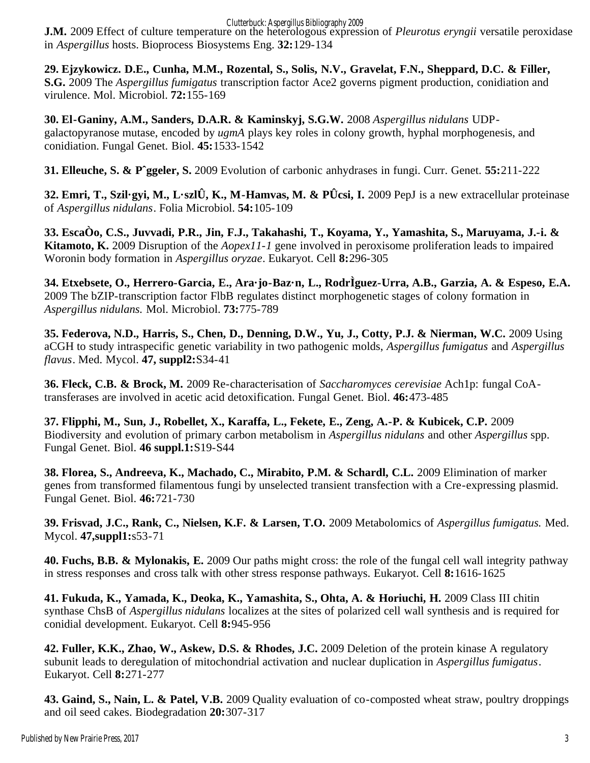**J.M.** 2009 Effect of culture temperature on the heterologous expression of *Pleurotus eryngii* versatile peroxidase in *Aspergillus* hosts. Bioprocess Biosystems Eng. **32:**129-134

**29. Ejzykowicz. D.E., Cunha, M.M., Rozental, S., Solis, N.V., Gravelat, F.N., Sheppard, D.C. & Filler, S.G.** 2009 The *Aspergillus fumigatus* transcription factor Ace2 governs pigment production, conidiation and virulence. Mol. Microbiol. **72:**155-169

**30. El-Ganiny, A.M., Sanders, D.A.R. & Kaminskyj, S.G.W.** 2008 *Aspergillus nidulans* UDP-galactopyranose mutase, encoded by *ugmA* plays key roles in colony growth, hyphal morphogenesis, and conidiation. Fungal Genet. Biol. **45:**1533-1542

**31. Elleuche, S. & Pˆggeler, S.** 2009 Evolution of carbonic anhydrases in fungi. Curr. Genet. **55:**211-222

**32. Emri, T., Szil·gyi, M., L·szlÛ, K., M-Hamvas, M. & PÛcsi, I.** 2009 PepJ is a new extracellular proteinase of *Aspergillus nidulans*. Folia Microbiol. **54:**105-109

**33. EscaÒo, C.S., Juvvadi, P.R., Jin, F.J., Takahashi, T., Koyama, Y., Yamashita, S., Maruyama, J.-i. & Kitamoto, K.** 2009 Disruption of the *Aopex11-1* gene involved in peroxisome proliferation leads to impaired Woronin body formation in *Aspergillus oryzae*. Eukaryot. Cell **8:**296-305

**34. Etxebsete, O., Herrero-Garcia, E., Ara·jo-Baz·n, L., RodrÌguez-Urra, A.B., Garzia, A. & Espeso, E.A.** 2009 The bZIP-transcription factor FlbB regulates distinct morphogenetic stages of colony formation in *Aspergillus nidulans.* Mol. Microbiol. **73:**775-789

**35. Federova, N.D., Harris, S., Chen, D., Denning, D.W., Yu, J., Cotty, P.J. & Nierman, W.C.** 2009 Using aCGH to study intraspecific genetic variability in two pathogenic molds, *Aspergillus fumigatus* and *Aspergillus flavus*. Med. Mycol. **47, suppl2:**S34-41

**36. Fleck, C.B. & Brock, M.** 2009 Re-characterisation of *Saccharomyces cerevisiae* Ach1p: fungal CoA-transferases are involved in acetic acid detoxification. Fungal Genet. Biol. **46:**473-485

**37. Flipphi, M., Sun, J., Robellet, X., Karaffa, L., Fekete, E., Zeng, A.-P. & Kubicek, C.P.** 2009 Biodiversity and evolution of primary carbon metabolism in *Aspergillus nidulans* and other *Aspergillus* spp. Fungal Genet. Biol. **46 suppl.1:**S19-S44

**38. Florea, S., Andreeva, K., Machado, C., Mirabito, P.M. & Schardl, C.L.** 2009 Elimination of marker genes from transformed filamentous fungi by unselected transient transfection with a Cre-expressing plasmid. Fungal Genet. Biol. **46:**721-730

**39. Frisvad, J.C., Rank, C., Nielsen, K.F. & Larsen, T.O.** 2009 Metabolomics of *Aspergillus fumigatus.* Med. Mycol. **47,suppl1:**s53-71

**40. Fuchs, B.B. & Mylonakis, E.** 2009 Our paths might cross: the role of the fungal cell wall integrity pathway in stress responses and cross talk with other stress response pathways. Eukaryot. Cell **8:**1616-1625

**41. Fukuda, K., Yamada, K., Deoka, K., Yamashita, S., Ohta, A. & Horiuchi, H.** 2009 Class III chitin synthase ChsB of *Aspergillus nidulans* localizes at the sites of polarized cell wall synthesis and is required for conidial development. Eukaryot. Cell **8:**945-956

**42. Fuller, K.K., Zhao, W., Askew, D.S. & Rhodes, J.C.** 2009 Deletion of the protein kinase A regulatory subunit leads to deregulation of mitochondrial activation and nuclear duplication in *Aspergillus fumigatus*. Eukaryot. Cell **8:**271-277

**43. Gaind, S., Nain, L. & Patel, V.B.** 2009 Quality evaluation of co-composted wheat straw, poultry droppings and oil seed cakes. Biodegradation **20:**307-317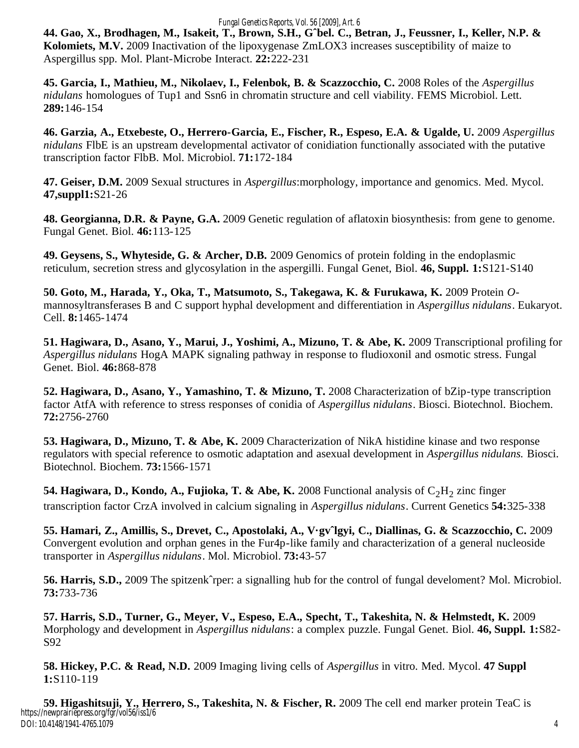**44. Gao, X., Brodhagen, M., Isakeit, T., Brown, S.H., Gˆbel. C., Betran, J., Feussner, I., Keller, N.P. & Kolomiets, M.V.** 2009 Inactivation of the lipoxygenase ZmLOX3 increases susceptibility of maize to Aspergillus spp. Mol. Plant-Microbe Interact. **22:**222-231

**45. Garcia, I., Mathieu, M., Nikolaev, I., Felenbok, B. & Scazzocchio, C.** 2008 Roles of the *Aspergillus nidulans* homologues of Tup1 and Ssn6 in chromatin structure and cell viability. FEMS Microbiol. Lett. **289:**146-154

**46. Garzia, A., Etxebeste, O., Herrero-Garcia, E., Fischer, R., Espeso, E.A. & Ugalde, U.** 2009 *Aspergillus nidulans* FlbE is an upstream developmental activator of conidiation functionally associated with the putative transcription factor FlbB. Mol. Microbiol. **71:**172-184

**47. Geiser, D.M.** 2009 Sexual structures in *Aspergillus*:morphology, importance and genomics. Med. Mycol. **47,suppl1:**S21-26

**48. Georgianna, D.R. & Payne, G.A.** 2009 Genetic regulation of aflatoxin biosynthesis: from gene to genome. Fungal Genet. Biol. **46:**113-125

**49. Geysens, S., Whyteside, G. & Archer, D.B.** 2009 Genomics of protein folding in the endoplasmic reticulum, secretion stress and glycosylation in the aspergilli. Fungal Genet, Biol. **46, Suppl. 1:**S121-S140

**50. Goto, M., Harada, Y., Oka, T., Matsumoto, S., Takegawa, K. & Furukawa, K.** 2009 Protein *O*-mannosyltransferases B and C support hyphal development and differentiation in *Aspergillus nidulans*. Eukaryot. Cell. **8:**1465-1474

**51. Hagiwara, D., Asano, Y., Marui, J., Yoshimi, A., Mizuno, T. & Abe, K.** 2009 Transcriptional profiling for *Aspergillus nidulans* HogA MAPK signaling pathway in response to fludioxonil and osmotic stress. Fungal Genet. Biol. **46:**868-878

**52. Hagiwara, D., Asano, Y., Yamashino, T. & Mizuno, T.** 2008 Characterization of bZip-type transcription factor AtfA with reference to stress responses of conidia of *Aspergillus nidulans*. Biosci. Biotechnol. Biochem. **72:**2756-2760

**53. Hagiwara, D., Mizuno, T. & Abe, K.** 2009 Characterization of NikA histidine kinase and two response regulators with special reference to osmotic adaptation and asexual development in *Aspergillus nidulans.* Biosci. Biotechnol. Biochem. **73:**1566-1571

**54. Hagiwara, D., Kondo, A., Fujioka, T. & Abe, K.** 2008 Functional analysis of $C_2H_2$ zinc finger transcription factor CrzA involved in calcium signaling in *Aspergillus nidulans*. Current Genetics **54:**325-338

**55. Hamari, Z., Amillis, S., Drevet, C., Apostolaki, A., V·gvˆlgyi, C., Diallinas, G. & Scazzocchio, C.** 2009 Convergent evolution and orphan genes in the Fur4p-like family and characterization of a general nucleoside transporter in *Aspergillus nidulans*. Mol. Microbiol. **73:**43-57

**56. Harris, S.D.,** 2009 The spitzenkˆrper: a signalling hub for the control of fungal develoment? Mol. Microbiol. **73:**733-736

**57. Harris, S.D., Turner, G., Meyer, V., Espeso, E.A., Specht, T., Takeshita, N. & Helmstedt, K.** 2009 Morphology and development in *Aspergillus nidulans*: a complex puzzle. Fungal Genet. Biol. **46, Suppl. 1:**S82-S92

**58. Hickey, P.C. & Read, N.D.** 2009 Imaging living cells of *Aspergillus* in vitro. Med. Mycol. **47 Suppl 1:**S110-119

**59. Higashitsuji, Y., Herrero, S., Takeshita, N. & Fischer, R.** 2009 The cell end marker protein TeaC is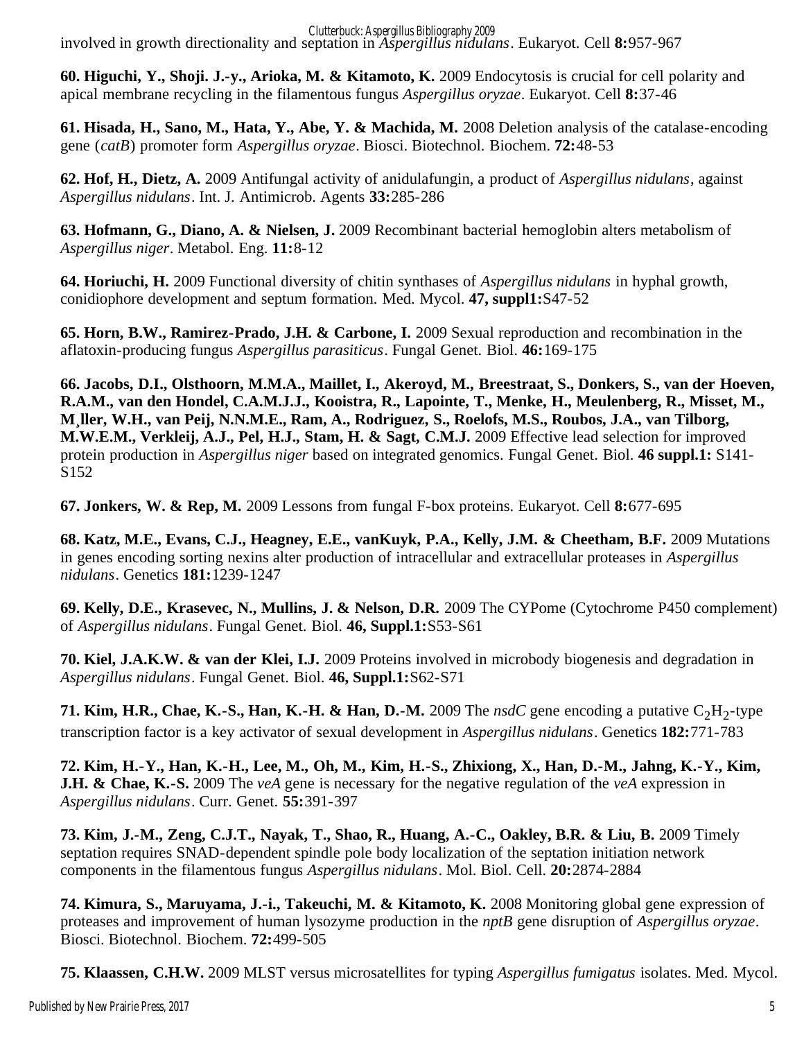involved in growth directionality and septation in *Aspergillus nidulans*. Eukaryot. Cell **8:**957-967

**60. Higuchi, Y., Shoji. J.-y., Arioka, M. & Kitamoto, K.** 2009 Endocytosis is crucial for cell polarity and apical membrane recycling in the filamentous fungus *Aspergillus oryzae*. Eukaryot. Cell **8:**37-46

**61. Hisada, H., Sano, M., Hata, Y., Abe, Y. & Machida, M.** 2008 Deletion analysis of the catalase-encoding gene (*catB*) promoter form *Aspergillus oryzae*. Biosci. Biotechnol. Biochem. **72:**48-53

**62. Hof, H., Dietz, A.** 2009 Antifungal activity of anidulafungin, a product of *Aspergillus nidulans*, against *Aspergillus nidulans*. Int. J. Antimicrob. Agents **33:**285-286

**63. Hofmann, G., Diano, A. & Nielsen, J.** 2009 Recombinant bacterial hemoglobin alters metabolism of *Aspergillus niger*. Metabol. Eng. **11:**8-12

**64. Horiuchi, H.** 2009 Functional diversity of chitin synthases of *Aspergillus nidulans* in hyphal growth, conidiophore development and septum formation. Med. Mycol. **47, suppl1:**S47-52

**65. Horn, B.W., Ramirez-Prado, J.H. & Carbone, I.** 2009 Sexual reproduction and recombination in the aflatoxin-producing fungus *Aspergillus parasiticus*. Fungal Genet. Biol. **46:**169-175

**66. Jacobs, D.I., Olsthoorn, M.M.A., Maillet, I., Akeroyd, M., Breestraat, S., Donkers, S., van der Hoeven, R.A.M., van den Hondel, C.A.M.J.J., Kooistra, R., Lapointe, T., Menke, H., Meulenberg, R., Misset, M., M¸ller, W.H., van Peij, N.N.M.E., Ram, A., Rodriguez, S., Roelofs, M.S., Roubos, J.A., van Tilborg, M.W.E.M., Verkleij, A.J., Pel, H.J., Stam, H. & Sagt, C.M.J.** 2009 Effective lead selection for improved protein production in *Aspergillus niger* based on integrated genomics. Fungal Genet. Biol. **46 suppl.1:** S141-S152

**67. Jonkers, W. & Rep, M.** 2009 Lessons from fungal F-box proteins. Eukaryot. Cell **8:**677-695

**68. Katz, M.E., Evans, C.J., Heagney, E.E., vanKuyk, P.A., Kelly, J.M. & Cheetham, B.F.** 2009 Mutations in genes encoding sorting nexins alter production of intracellular and extracellular proteases in *Aspergillus nidulans*. Genetics **181:**1239-1247

**69. Kelly, D.E., Krasevec, N., Mullins, J. & Nelson, D.R.** 2009 The CYPome (Cytochrome P450 complement) of *Aspergillus nidulans*. Fungal Genet. Biol. **46, Suppl.1:**S53-S61

**70. Kiel, J.A.K.W. & van der Klei, I.J.** 2009 Proteins involved in microbody biogenesis and degradation in *Aspergillus nidulans*. Fungal Genet. Biol. **46, Suppl.1:**S62-S71

**71. Kim, H.R., Chae, K.-S., Han, K.-H. & Han, D.-M.** 2009 The *nsdC* gene encoding a putative $C_2H_2$-type transcription factor is a key activator of sexual development in *Aspergillus nidulans*. Genetics **182:**771-783

**72. Kim, H.-Y., Han, K.-H., Lee, M., Oh, M., Kim, H.-S., Zhixiong, X., Han, D.-M., Jahng, K.-Y., Kim, J.H. & Chae, K.-S.** 2009 The *veA* gene is necessary for the negative regulation of the *veA* expression in *Aspergillus nidulans*. Curr. Genet. **55:**391-397

**73. Kim, J.-M., Zeng, C.J.T., Nayak, T., Shao, R., Huang, A.-C., Oakley, B.R. & Liu, B.** 2009 Timely septation requires SNAD-dependent spindle pole body localization of the septation initiation network components in the filamentous fungus *Aspergillus nidulans*. Mol. Biol. Cell. **20:**2874-2884

**74. Kimura, S., Maruyama, J.-i., Takeuchi, M. & Kitamoto, K.** 2008 Monitoring global gene expression of proteases and improvement of human lysozyme production in the *nptB* gene disruption of *Aspergillus oryzae*. Biosci. Biotechnol. Biochem. **72:**499-505

**75. Klaassen, C.H.W.** 2009 MLST versus microsatellites for typing *Aspergillus fumigatus* isolates. Med. Mycol.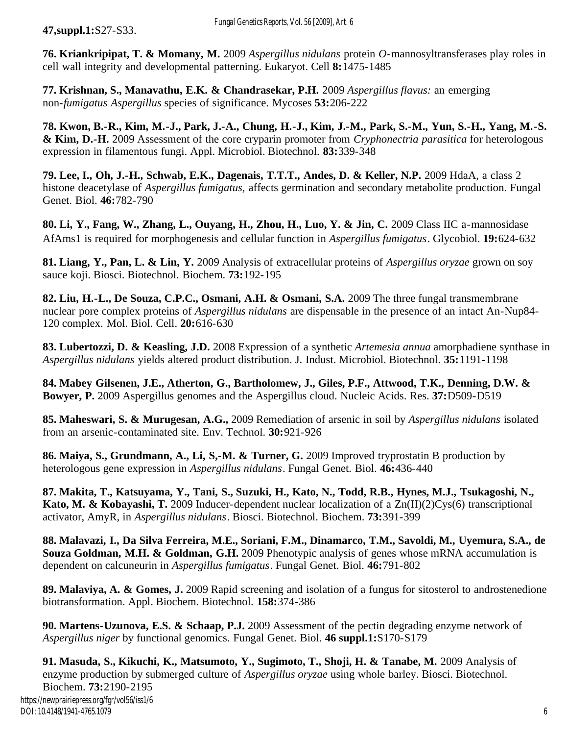**47,suppl.1:**S27-S33.

**76. Kriankripipat, T. & Momany, M.** 2009 *Aspergillus nidulans* protein *O*-mannosyltransferases play roles in cell wall integrity and developmental patterning. Eukaryot. Cell **8:**1475-1485

**77. Krishnan, S., Manavathu, E.K. & Chandrasekar, P.H.** 2009 *Aspergillus flavus:* an emerging non-*fumigatus Aspergillus* species of significance. Mycoses **53:**206-222

**78. Kwon, B.-R., Kim, M.-J., Park, J.-A., Chung, H.-J., Kim, J.-M., Park, S.-M., Yun, S.-H., Yang, M.-S. & Kim, D.-H.** 2009 Assessment of the core cryparin promoter from *Cryphonectria parasitica* for heterologous expression in filamentous fungi. Appl. Microbiol. Biotechnol. **83:**339-348

**79. Lee, I., Oh, J.-H., Schwab, E.K., Dagenais, T.T.T., Andes, D. & Keller, N.P.** 2009 HdaA, a class 2 histone deacetylase of *Aspergillus fumigatus*, affects germination and secondary metabolite production. Fungal Genet. Biol. **46:**782-790

**80. Li, Y., Fang, W., Zhang, L., Ouyang, H., Zhou, H., Luo, Y. & Jin, C.** 2009 Class IIC a-mannosidase AfAms1 is required for morphogenesis and cellular function in *Aspergillus fumigatus*. Glycobiol. **19:**624-632

**81. Liang, Y., Pan, L. & Lin, Y.** 2009 Analysis of extracellular proteins of *Aspergillus oryzae* grown on soy sauce koji. Biosci. Biotechnol. Biochem. **73:**192-195

**82. Liu, H.-L., De Souza, C.P.C., Osmani, A.H. & Osmani, S.A.** 2009 The three fungal transmembrane nuclear pore complex proteins of *Aspergillus nidulans* are dispensable in the presence of an intact An-Nup84-120 complex. Mol. Biol. Cell. **20:**616-630

**83. Lubertozzi, D. & Keasling, J.D.** 2008 Expression of a synthetic *Artemesia annua* amorphadiene synthase in *Aspergillus nidulans* yields altered product distribution. J. Indust. Microbiol. Biotechnol. **35:**1191-1198

**84. Mabey Gilsenen, J.E., Atherton, G., Bartholomew, J., Giles, P.F., Attwood, T.K., Denning, D.W. & Bowyer, P.** 2009 Aspergillus genomes and the Aspergillus cloud. Nucleic Acids. Res. **37:**D509-D519

**85. Maheswari, S. & Murugesan, A.G.,** 2009 Remediation of arsenic in soil by *Aspergillus nidulans* isolated from an arsenic-contaminated site. Env. Technol. **30:**921-926

**86. Maiya, S., Grundmann, A., Li, S,-M. & Turner, G.** 2009 Improved tryprostatin B production by heterologous gene expression in *Aspergillus nidulans*. Fungal Genet. Biol. **46:**436-440

**87. Makita, T., Katsuyama, Y., Tani, S., Suzuki, H., Kato, N., Todd, R.B., Hynes, M.J., Tsukagoshi, N., Kato, M. & Kobayashi, T.** 2009 Inducer-dependent nuclear localization of a Zn(II)(2)Cys(6) transcriptional activator, AmyR, in *Aspergillus nidulans*. Biosci. Biotechnol. Biochem. **73:**391-399

**88. Malavazi, I., Da Silva Ferreira, M.E., Soriani, F.M., Dinamarco, T.M., Savoldi, M., Uyemura, S.A., de Souza Goldman, M.H. & Goldman, G.H.** 2009 Phenotypic analysis of genes whose mRNA accumulation is dependent on calcuneurin in *Aspergillus fumigatus*. Fungal Genet. Biol. **46:**791-802

**89. Malaviya, A. & Gomes, J.** 2009 Rapid screening and isolation of a fungus for sitosterol to androstenedione biotransformation. Appl. Biochem. Biotechnol. **158:**374-386

**90. Martens-Uzunova, E.S. & Schaap, P.J.** 2009 Assessment of the pectin degrading enzyme network of *Aspergillus niger* by functional genomics. Fungal Genet. Biol. **46 suppl.1:**S170-S179

**91. Masuda, S., Kikuchi, K., Matsumoto, Y., Sugimoto, T., Shoji, H. & Tanabe, M.** 2009 Analysis of enzyme production by submerged culture of *Aspergillus oryzae* using whole barley. Biosci. Biotechnol. Biochem. **73:**2190-2195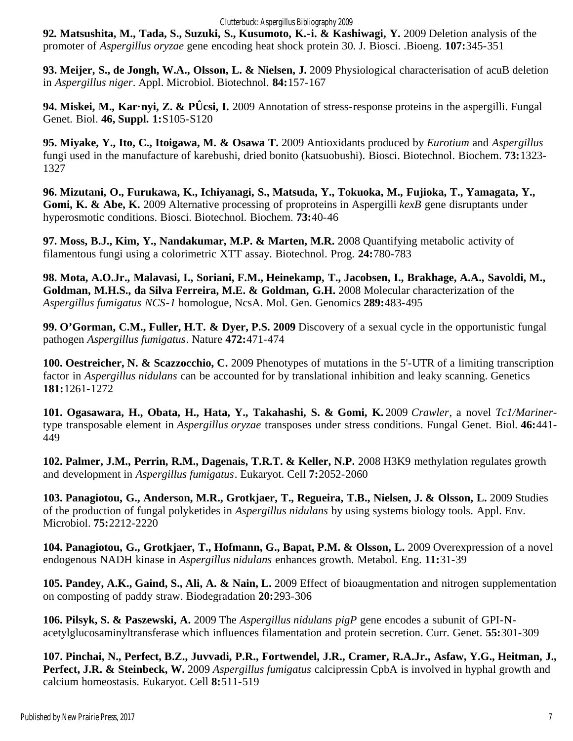**92. Matsushita, M., Tada, S., Suzuki, S., Kusumoto, K.-i. & Kashiwagi, Y.** 2009 Deletion analysis of the promoter of *Aspergillus oryzae* gene encoding heat shock protein 30. J. Biosci. .Bioeng. **107:**345-351

**93. Meijer, S., de Jongh, W.A., Olsson, L. & Nielsen, J.** 2009 Physiological characterisation of acuB deletion in *Aspergillus niger*. Appl. Microbiol. Biotechnol. **84:**157-167

**94. Miskei, M., Kar·nyi, Z. & PÛcsi, I.** 2009 Annotation of stress-response proteins in the aspergilli. Fungal Genet. Biol. **46, Suppl. 1:**S105-S120

**95. Miyake, Y., Ito, C., Itoigawa, M. & Osawa T.** 2009 Antioxidants produced by *Eurotium* and *Aspergillus* fungi used in the manufacture of karebushi, dried bonito (katsuobushi). Biosci. Biotechnol. Biochem. **73:**1323-1327

**96. Mizutani, O., Furukawa, K., Ichiyanagi, S., Matsuda, Y., Tokuoka, M., Fujioka, T., Yamagata, Y., Gomi, K. & Abe, K.** 2009 Alternative processing of proproteins in Aspergilli *kexB* gene disruptants under hyperosmotic conditions. Biosci. Biotechnol. Biochem. **73:**40-46

**97. Moss, B.J., Kim, Y., Nandakumar, M.P. & Marten, M.R.** 2008 Quantifying metabolic activity of filamentous fungi using a colorimetric XTT assay. Biotechnol. Prog. **24:**780-783

**98. Mota, A.O.Jr., Malavasi, I., Soriani, F.M., Heinekamp, T., Jacobsen, I., Brakhage, A.A., Savoldi, M., Goldman, M.H.S., da Silva Ferreira, M.E. & Goldman, G.H.** 2008 Molecular characterization of the *Aspergillus fumigatus NCS-1* homologue, NcsA. Mol. Gen. Genomics **289:**483-495

**99. O'Gorman, C.M., Fuller, H.T. & Dyer, P.S. 2009** Discovery of a sexual cycle in the opportunistic fungal pathogen *Aspergillus fumigatus*. Nature **472:**471-474

**100. Oestreicher, N. & Scazzocchio, C.** 2009 Phenotypes of mutations in the 5'-UTR of a limiting transcription factor in *Aspergillus nidulans* can be accounted for by translational inhibition and leaky scanning. Genetics **181:**1261-1272

**101. Ogasawara, H., Obata, H., Hata, Y., Takahashi, S. & Gomi, K.** 2009 *Crawler*, a novel *Tc1/Mariner*-type transposable element in *Aspergillus oryzae* transposes under stress conditions. Fungal Genet. Biol. **46:**441-449

**102. Palmer, J.M., Perrin, R.M., Dagenais, T.R.T. & Keller, N.P.** 2008 H3K9 methylation regulates growth and development in *Aspergillus fumigatus*. Eukaryot. Cell **7:**2052-2060

**103. Panagiotou, G., Anderson, M.R., Grotkjaer, T., Regueira, T.B., Nielsen, J. & Olsson, L.** 2009 Studies of the production of fungal polyketides in *Aspergillus nidulans* by using systems biology tools. Appl. Env. Microbiol. **75:**2212-2220

**104. Panagiotou, G., Grotkjaer, T., Hofmann, G., Bapat, P.M. & Olsson, L.** 2009 Overexpression of a novel endogenous NADH kinase in *Aspergillus nidulans* enhances growth. Metabol. Eng. **11:**31-39

**105. Pandey, A.K., Gaind, S., Ali, A. & Nain, L.** 2009 Effect of bioaugmentation and nitrogen supplementation on composting of paddy straw. Biodegradation **20:**293-306

**106. Pilsyk, S. & Paszewski, A.** 2009 The *Aspergillus nidulans pigP* gene encodes a subunit of GPI-N-acetylglucosaminyltransferase which influences filamentation and protein secretion. Curr. Genet. **55:**301-309

**107. Pinchai, N., Perfect, B.Z., Juvvadi, P.R., Fortwendel, J.R., Cramer, R.A.Jr., Asfaw, Y.G., Heitman, J., Perfect, J.R. & Steinbeck, W.** 2009 *Aspergillus fumigatus* calcipressin CpbA is involved in hyphal growth and calcium homeostasis. Eukaryot. Cell **8:**511-519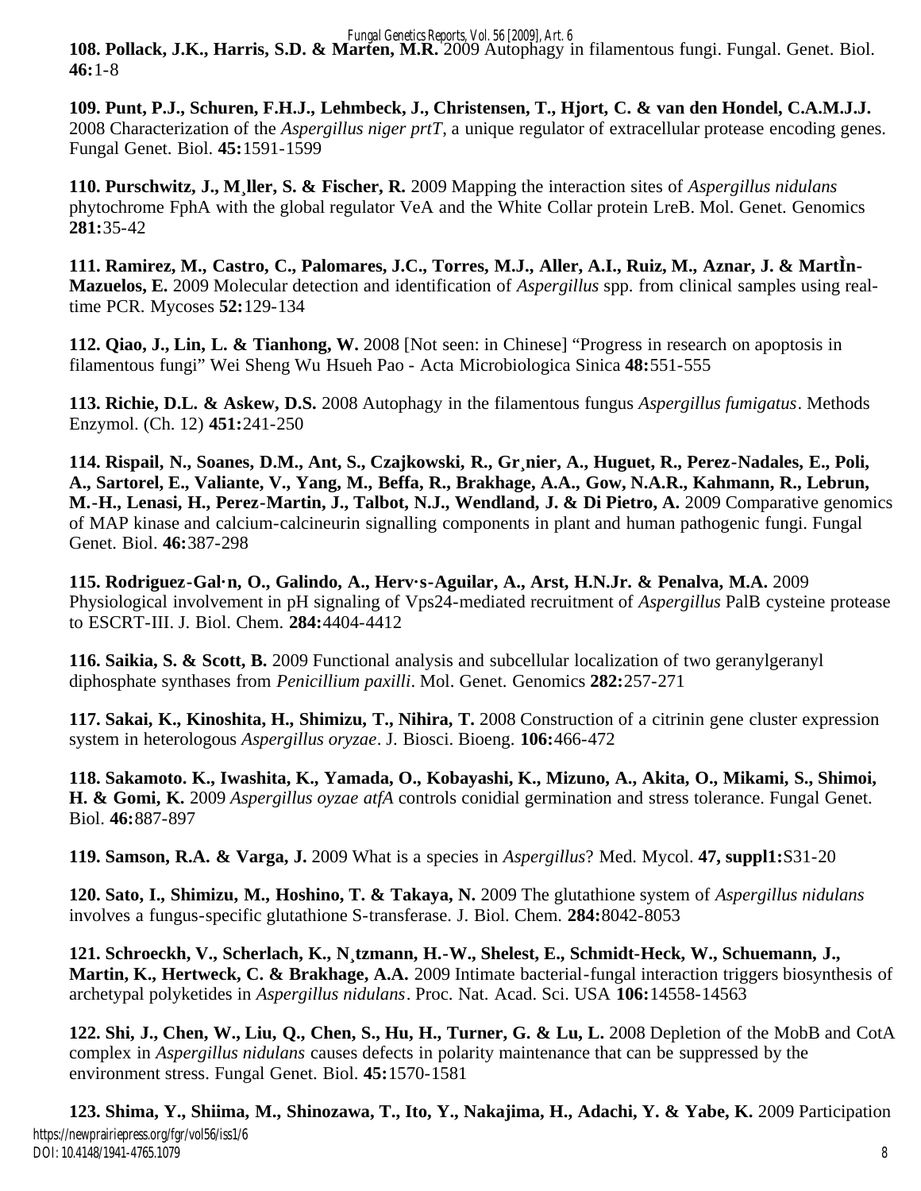**108. Pollack, J.K., Harris, S.D. & Marten, M.R.** 2009 Autophagy in filamentous fungi. Fungal. Genet. Biol. **46:**1-8

**109. Punt, P.J., Schuren, F.H.J., Lehmbeck, J., Christensen, T., Hjort, C. & van den Hondel, C.A.M.J.J.** 2008 Characterization of the *Aspergillus niger prtT*, a unique regulator of extracellular protease encoding genes. Fungal Genet. Biol. **45:**1591-1599

**110. Purschwitz, J., M¸ller, S. & Fischer, R.** 2009 Mapping the interaction sites of *Aspergillus nidulans* phytochrome FphA with the global regulator VeA and the White Collar protein LreB. Mol. Genet. Genomics **281:**35-42

**111. Ramirez, M., Castro, C., Palomares, J.C., Torres, M.J., Aller, A.I., Ruiz, M., Aznar, J. & MartÌn-Mazuelos, E.** 2009 Molecular detection and identification of *Aspergillus* spp. from clinical samples using real-time PCR. Mycoses **52:**129-134

**112. Qiao, J., Lin, L. & Tianhong, W.** 2008 [Not seen: in Chinese] "Progress in research on apoptosis in filamentous fungi" Wei Sheng Wu Hsueh Pao - Acta Microbiologica Sinica **48:**551-555

**113. Richie, D.L. & Askew, D.S.** 2008 Autophagy in the filamentous fungus *Aspergillus fumigatus*. Methods Enzymol. (Ch. 12) **451:**241-250

**114. Rispail, N., Soanes, D.M., Ant, S., Czajkowski, R., Gr¸nier, A., Huguet, R., Perez-Nadales, E., Poli, A., Sartorel, E., Valiante, V., Yang, M., Beffa, R., Brakhage, A.A., Gow, N.A.R., Kahmann, R., Lebrun, M.-H., Lenasi, H., Perez-Martin, J., Talbot, N.J., Wendland, J. & Di Pietro, A.** 2009 Comparative genomics of MAP kinase and calcium-calcineurin signalling components in plant and human pathogenic fungi. Fungal Genet. Biol. **46:**387-298

**115. Rodriguez-Gal·n, O., Galindo, A., Herv·s-Aguilar, A., Arst, H.N.Jr. & Penalva, M.A.** 2009 Physiological involvement in pH signaling of Vps24-mediated recruitment of *Aspergillus* PalB cysteine protease to ESCRT-III. J. Biol. Chem. **284:**4404-4412

**116. Saikia, S. & Scott, B.** 2009 Functional analysis and subcellular localization of two geranylgeranyl diphosphate synthases from *Penicillium paxilli*. Mol. Genet. Genomics **282:**257-271

**117. Sakai, K., Kinoshita, H., Shimizu, T., Nihira, T.** 2008 Construction of a citrinin gene cluster expression system in heterologous *Aspergillus oryzae*. J. Biosci. Bioeng. **106:**466-472

**118. Sakamoto. K., Iwashita, K., Yamada, O., Kobayashi, K., Mizuno, A., Akita, O., Mikami, S., Shimoi, H. & Gomi, K.** 2009 *Aspergillus oyzae atfA* controls conidial germination and stress tolerance. Fungal Genet. Biol. **46:**887-897

**119. Samson, R.A. & Varga, J.** 2009 What is a species in *Aspergillus*? Med. Mycol. **47, suppl1:**S31-20

**120. Sato, I., Shimizu, M., Hoshino, T. & Takaya, N.** 2009 The glutathione system of *Aspergillus nidulans* involves a fungus-specific glutathione S-transferase. J. Biol. Chem. **284:**8042-8053

**121. Schroeckh, V., Scherlach, K., N¸tzmann, H.-W., Shelest, E., Schmidt-Heck, W., Schuemann, J., Martin, K., Hertweck, C. & Brakhage, A.A.** 2009 Intimate bacterial-fungal interaction triggers biosynthesis of archetypal polyketides in *Aspergillus nidulans*. Proc. Nat. Acad. Sci. USA **106:**14558-14563

**122. Shi, J., Chen, W., Liu, Q., Chen, S., Hu, H., Turner, G. & Lu, L.** 2008 Depletion of the MobB and CotA complex in *Aspergillus nidulans* causes defects in polarity maintenance that can be suppressed by the environment stress. Fungal Genet. Biol. **45:**1570-1581

**123. Shima, Y., Shiima, M., Shinozawa, T., Ito, Y., Nakajima, H., Adachi, Y. & Yabe, K.** 2009 Participation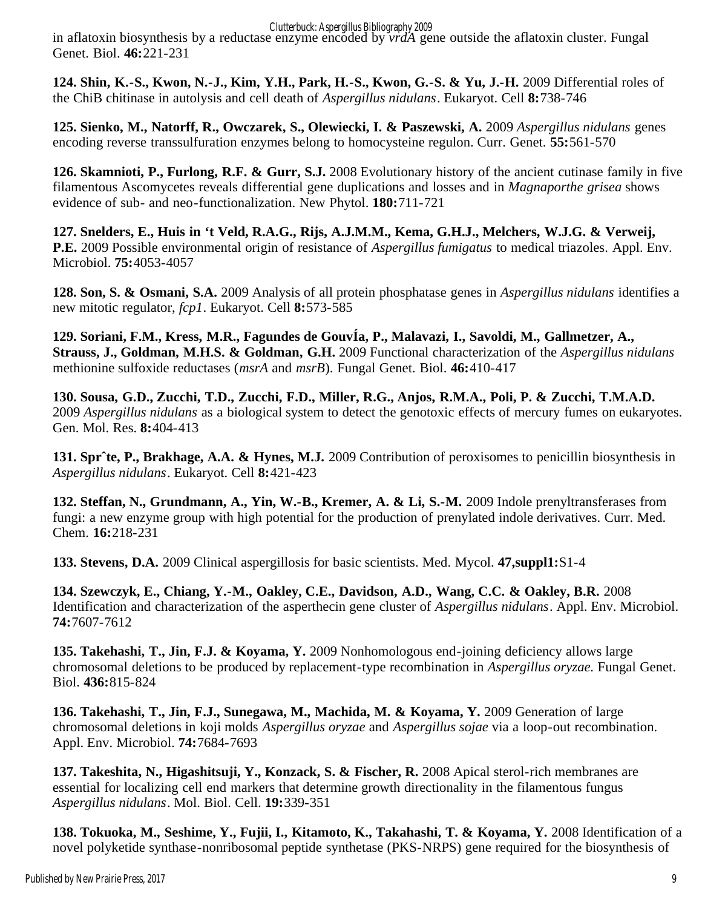in aflatoxin biosynthesis by a reductase enzyme encoded by *vrdA* gene outside the aflatoxin cluster. Fungal Genet. Biol. **46:**221-231

**124. Shin, K.-S., Kwon, N.-J., Kim, Y.H., Park, H.-S., Kwon, G.-S. & Yu, J.-H.** 2009 Differential roles of the ChiB chitinase in autolysis and cell death of *Aspergillus nidulans*. Eukaryot. Cell **8:**738-746

**125. Sienko, M., Natorff, R., Owczarek, S., Olewiecki, I. & Paszewski, A.** 2009 *Aspergillus nidulans* genes encoding reverse transsulfuration enzymes belong to homocysteine regulon. Curr. Genet. **55:**561-570

**126. Skamnioti, P., Furlong, R.F. & Gurr, S.J.** 2008 Evolutionary history of the ancient cutinase family in five filamentous Ascomycetes reveals differential gene duplications and losses and in *Magnaporthe grisea* shows evidence of sub- and neo-functionalization. New Phytol. **180:**711-721

**127. Snelders, E., Huis in 't Veld, R.A.G., Rijs, A.J.M.M., Kema, G.H.J., Melchers, W.J.G. & Verweij, P.E.** 2009 Possible environmental origin of resistance of *Aspergillus fumigatus* to medical triazoles. Appl. Env. Microbiol. **75:**4053-4057

**128. Son, S. & Osmani, S.A.** 2009 Analysis of all protein phosphatase genes in *Aspergillus nidulans* identifies a new mitotic regulator, *fcp1*. Eukaryot. Cell **8:**573-585

**129. Soriani, F.M., Kress, M.R., Fagundes de GouvÍa, P., Malavazi, I., Savoldi, M., Gallmetzer, A., Strauss, J., Goldman, M.H.S. & Goldman, G.H.** 2009 Functional characterization of the *Aspergillus nidulans* methionine sulfoxide reductases (*msrA* and *msrB*). Fungal Genet. Biol. **46:**410-417

**130. Sousa, G.D., Zucchi, T.D., Zucchi, F.D., Miller, R.G., Anjos, R.M.A., Poli, P. & Zucchi, T.M.A.D.** 2009 *Aspergillus nidulans* as a biological system to detect the genotoxic effects of mercury fumes on eukaryotes. Gen. Mol. Res. **8:**404-413

**131. Sprˆte, P., Brakhage, A.A. & Hynes, M.J.** 2009 Contribution of peroxisomes to penicillin biosynthesis in *Aspergillus nidulans*. Eukaryot. Cell **8:**421-423

**132. Steffan, N., Grundmann, A., Yin, W.-B., Kremer, A. & Li, S.-M.** 2009 Indole prenyltransferases from fungi: a new enzyme group with high potential for the production of prenylated indole derivatives. Curr. Med. Chem. **16:**218-231

**133. Stevens, D.A.** 2009 Clinical aspergillosis for basic scientists. Med. Mycol. **47,suppl1:**S1-4

**134. Szewczyk, E., Chiang, Y.-M., Oakley, C.E., Davidson, A.D., Wang, C.C. & Oakley, B.R.** 2008 Identification and characterization of the asperthecin gene cluster of *Aspergillus nidulans*. Appl. Env. Microbiol. **74:**7607-7612

**135. Takehashi, T., Jin, F.J. & Koyama, Y.** 2009 Nonhomologous end-joining deficiency allows large chromosomal deletions to be produced by replacement-type recombination in *Aspergillus oryzae.* Fungal Genet. Biol. **436:**815-824

**136. Takehashi, T., Jin, F.J., Sunegawa, M., Machida, M. & Koyama, Y.** 2009 Generation of large chromosomal deletions in koji molds *Aspergillus oryzae* and *Aspergillus sojae* via a loop-out recombination. Appl. Env. Microbiol. **74:**7684-7693

**137. Takeshita, N., Higashitsuji, Y., Konzack, S. & Fischer, R.** 2008 Apical sterol-rich membranes are essential for localizing cell end markers that determine growth directionality in the filamentous fungus *Aspergillus nidulans*. Mol. Biol. Cell. **19:**339-351

**138. Tokuoka, M., Seshime, Y., Fujii, I., Kitamoto, K., Takahashi, T. & Koyama, Y.** 2008 Identification of a novel polyketide synthase-nonribosomal peptide synthetase (PKS-NRPS) gene required for the biosynthesis of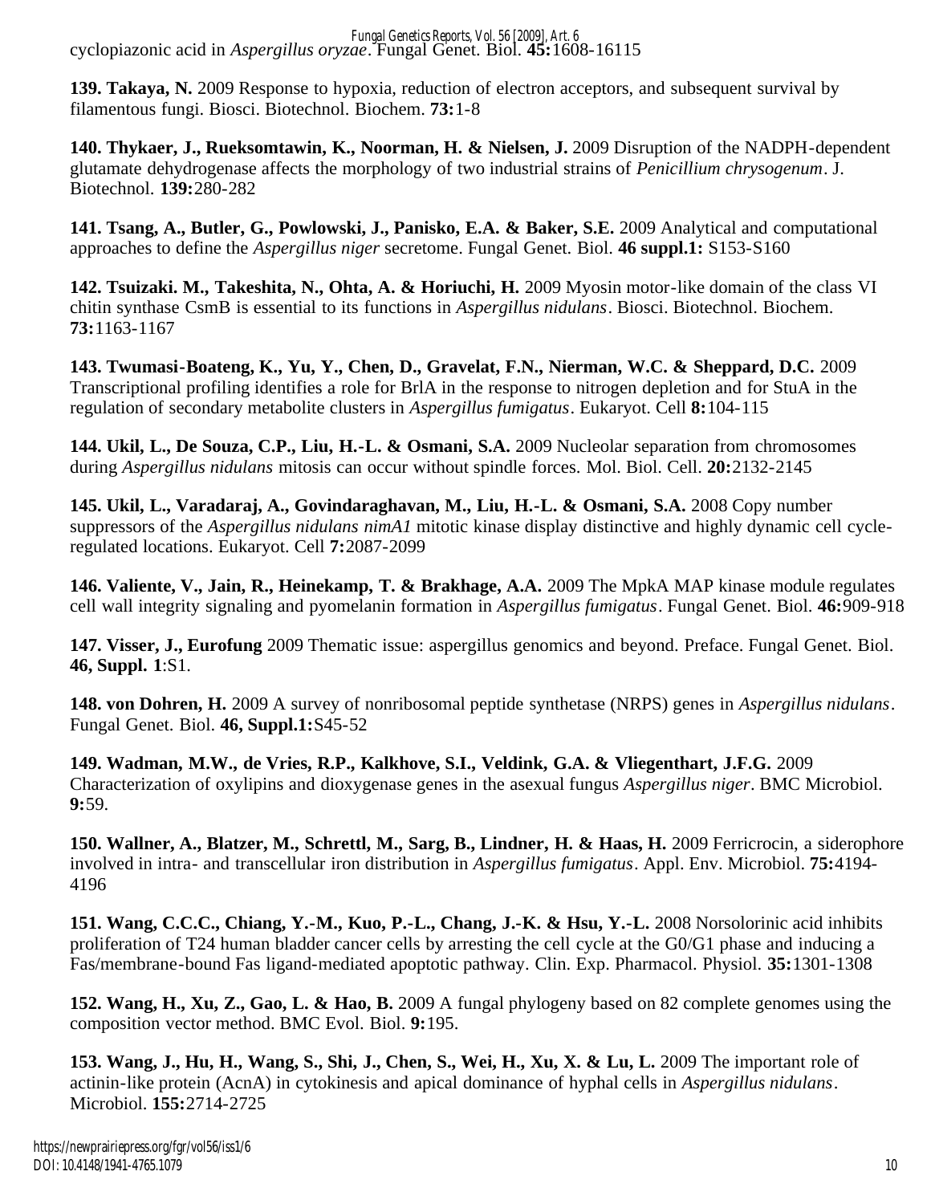cyclopiazonic acid in *Aspergillus oryzae*. Fungal Genet. Biol. **45:**1608-16115

**139. Takaya, N.** 2009 Response to hypoxia, reduction of electron acceptors, and subsequent survival by filamentous fungi. Biosci. Biotechnol. Biochem. **73:**1-8

**140. Thykaer, J., Rueksomtawin, K., Noorman, H. & Nielsen, J.** 2009 Disruption of the NADPH-dependent glutamate dehydrogenase affects the morphology of two industrial strains of *Penicillium chrysogenum*. J. Biotechnol. **139:**280-282

**141. Tsang, A., Butler, G., Powlowski, J., Panisko, E.A. & Baker, S.E.** 2009 Analytical and computational approaches to define the *Aspergillus niger* secretome. Fungal Genet. Biol. **46 suppl.1:** S153-S160

**142. Tsuizaki. M., Takeshita, N., Ohta, A. & Horiuchi, H.** 2009 Myosin motor-like domain of the class VI chitin synthase CsmB is essential to its functions in *Aspergillus nidulans*. Biosci. Biotechnol. Biochem. **73:**1163-1167

**143. Twumasi-Boateng, K., Yu, Y., Chen, D., Gravelat, F.N., Nierman, W.C. & Sheppard, D.C.** 2009 Transcriptional profiling identifies a role for BrlA in the response to nitrogen depletion and for StuA in the regulation of secondary metabolite clusters in *Aspergillus fumigatus*. Eukaryot. Cell **8:**104-115

**144. Ukil, L., De Souza, C.P., Liu, H.-L. & Osmani, S.A.** 2009 Nucleolar separation from chromosomes during *Aspergillus nidulans* mitosis can occur without spindle forces. Mol. Biol. Cell. **20:**2132-2145

**145. Ukil, L., Varadaraj, A., Govindaraghavan, M., Liu, H.-L. & Osmani, S.A.** 2008 Copy number suppressors of the *Aspergillus nidulans nimA1* mitotic kinase display distinctive and highly dynamic cell cycle-regulated locations. Eukaryot. Cell **7:**2087-2099

**146. Valiente, V., Jain, R., Heinekamp, T. & Brakhage, A.A.** 2009 The MpkA MAP kinase module regulates cell wall integrity signaling and pyomelanin formation in *Aspergillus fumigatus*. Fungal Genet. Biol. **46:**909-918

**147. Visser, J., Eurofung** 2009 Thematic issue: aspergillus genomics and beyond. Preface. Fungal Genet. Biol. **46, Suppl. 1**:S1.

**148. von Dohren, H.** 2009 A survey of nonribosomal peptide synthetase (NRPS) genes in *Aspergillus nidulans*. Fungal Genet. Biol. **46, Suppl.1:**S45-52

**149. Wadman, M.W., de Vries, R.P., Kalkhove, S.I., Veldink, G.A. & Vliegenthart, J.F.G.** 2009 Characterization of oxylipins and dioxygenase genes in the asexual fungus *Aspergillus niger*. BMC Microbiol. **9:**59.

**150. Wallner, A., Blatzer, M., Schrettl, M., Sarg, B., Lindner, H. & Haas, H.** 2009 Ferricrocin, a siderophore involved in intra- and transcellular iron distribution in *Aspergillus fumigatus*. Appl. Env. Microbiol. **75:**4194-4196

**151. Wang, C.C.C., Chiang, Y.-M., Kuo, P.-L., Chang, J.-K. & Hsu, Y.-L.** 2008 Norsolorinic acid inhibits proliferation of T24 human bladder cancer cells by arresting the cell cycle at the G0/G1 phase and inducing a Fas/membrane-bound Fas ligand-mediated apoptotic pathway. Clin. Exp. Pharmacol. Physiol. **35:**1301-1308

**152. Wang, H., Xu, Z., Gao, L. & Hao, B.** 2009 A fungal phylogeny based on 82 complete genomes using the composition vector method. BMC Evol. Biol. **9:**195.

**153. Wang, J., Hu, H., Wang, S., Shi, J., Chen, S., Wei, H., Xu, X. & Lu, L.** 2009 The important role of actinin-like protein (AcnA) in cytokinesis and apical dominance of hyphal cells in *Aspergillus nidulans*. Microbiol. **155:**2714-2725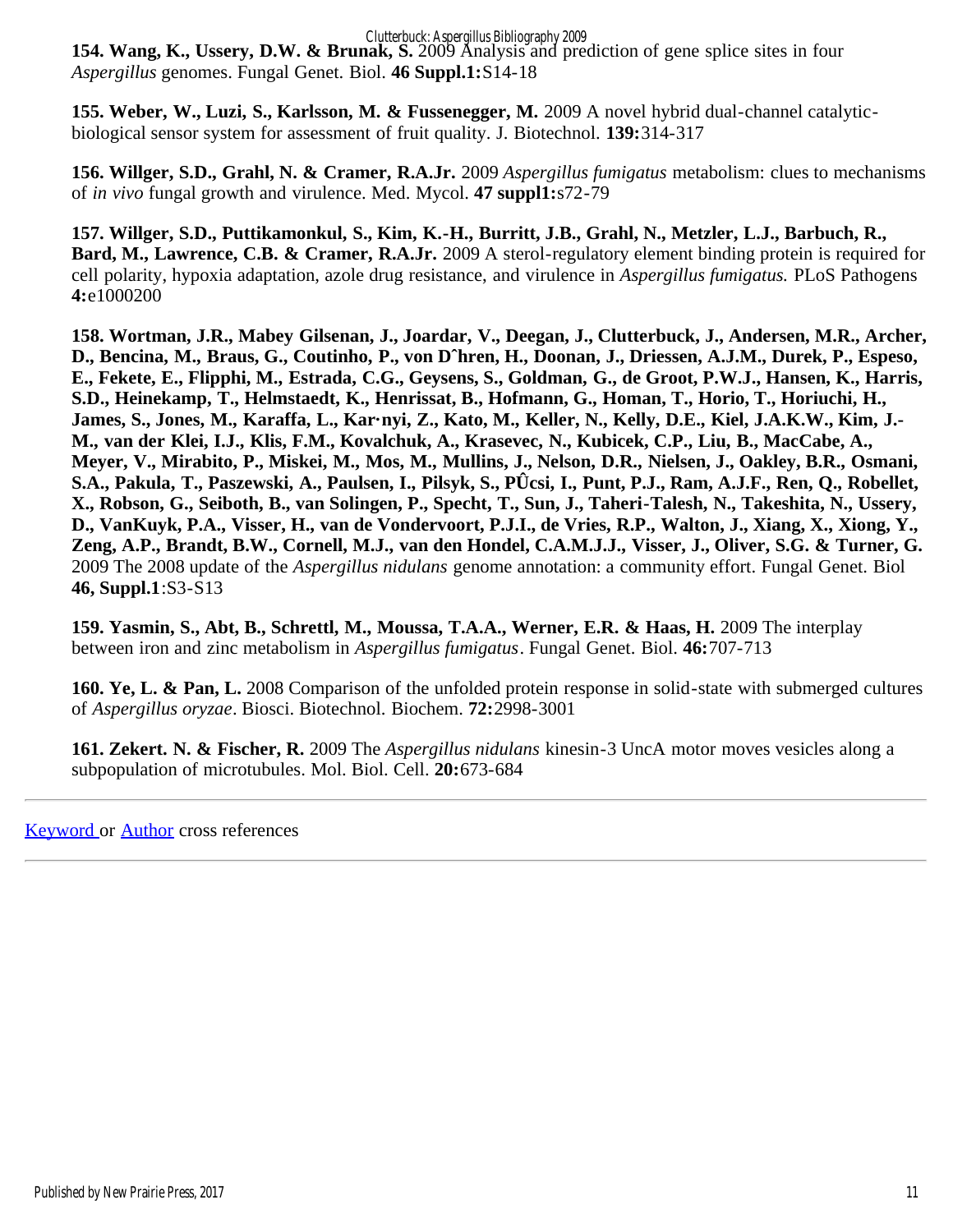**154. Wang, K., Ussery, D.W. & Brunak, S.** 2009 Analysis and prediction of gene splice sites in four *Aspergillus* genomes. Fungal Genet. Biol. **46 Suppl.1:**S14-18

**155. Weber, W., Luzi, S., Karlsson, M. & Fussenegger, M.** 2009 A novel hybrid dual-channel catalytic-biological sensor system for assessment of fruit quality. J. Biotechnol. **139:**314-317

**156. Willger, S.D., Grahl, N. & Cramer, R.A.Jr.** 2009 *Aspergillus fumigatus* metabolism: clues to mechanisms of *in vivo* fungal growth and virulence. Med. Mycol. **47 suppl1:**s72-79

**157. Willger, S.D., Puttikamonkul, S., Kim, K.-H., Burritt, J.B., Grahl, N., Metzler, L.J., Barbuch, R., Bard, M., Lawrence, C.B. & Cramer, R.A.Jr.** 2009 A sterol-regulatory element binding protein is required for cell polarity, hypoxia adaptation, azole drug resistance, and virulence in *Aspergillus fumigatus.* PLoS Pathogens **4:**e1000200

**158. Wortman, J.R., Mabey Gilsenan, J., Joardar, V., Deegan, J., Clutterbuck, J., Andersen, M.R., Archer, D., Bencina, M., Braus, G., Coutinho, P., von Dˆhren, H., Doonan, J., Driessen, A.J.M., Durek, P., Espeso, E., Fekete, E., Flipphi, M., Estrada, C.G., Geysens, S., Goldman, G., de Groot, P.W.J., Hansen, K., Harris, S.D., Heinekamp, T., Helmstaedt, K., Henrissat, B., Hofmann, G., Homan, T., Horio, T., Horiuchi, H., James, S., Jones, M., Karaffa, L., Kar·nyi, Z., Kato, M., Keller, N., Kelly, D.E., Kiel, J.A.K.W., Kim, J.-M., van der Klei, I.J., Klis, F.M., Kovalchuk, A., Krasevec, N., Kubicek, C.P., Liu, B., MacCabe, A., Meyer, V., Mirabito, P., Miskei, M., Mos, M., Mullins, J., Nelson, D.R., Nielsen, J., Oakley, B.R., Osmani, S.A., Pakula, T., Paszewski, A., Paulsen, I., Pilsyk, S., PÛcsi, I., Punt, P.J., Ram, A.J.F., Ren, Q., Robellet, X., Robson, G., Seiboth, B., van Solingen, P., Specht, T., Sun, J., Taheri-Talesh, N., Takeshita, N., Ussery, D., VanKuyk, P.A., Visser, H., van de Vondervoort, P.J.I., de Vries, R.P., Walton, J., Xiang, X., Xiong, Y., Zeng, A.P., Brandt, B.W., Cornell, M.J., van den Hondel, C.A.M.J.J., Visser, J., Oliver, S.G. & Turner, G.** 2009 The 2008 update of the *Aspergillus nidulans* genome annotation: a community effort. Fungal Genet. Biol **46, Suppl.1**:S3-S13

**159. Yasmin, S., Abt, B., Schrettl, M., Moussa, T.A.A., Werner, E.R. & Haas, H.** 2009 The interplay between iron and zinc metabolism in *Aspergillus fumigatus*. Fungal Genet. Biol. **46:**707-713

**160. Ye, L. & Pan, L.** 2008 Comparison of the unfolded protein response in solid-state with submerged cultures of *Aspergillus oryzae*. Biosci. Biotechnol. Biochem. **72:**2998-3001

**161. Zekert. N. & Fischer, R.** 2009 The *Aspergillus nidulans* kinesin-3 UncA motor moves vesicles along a subpopulation of microtubules. Mol. Biol. Cell. **20:**673-684

---

Keyword or Author cross references

---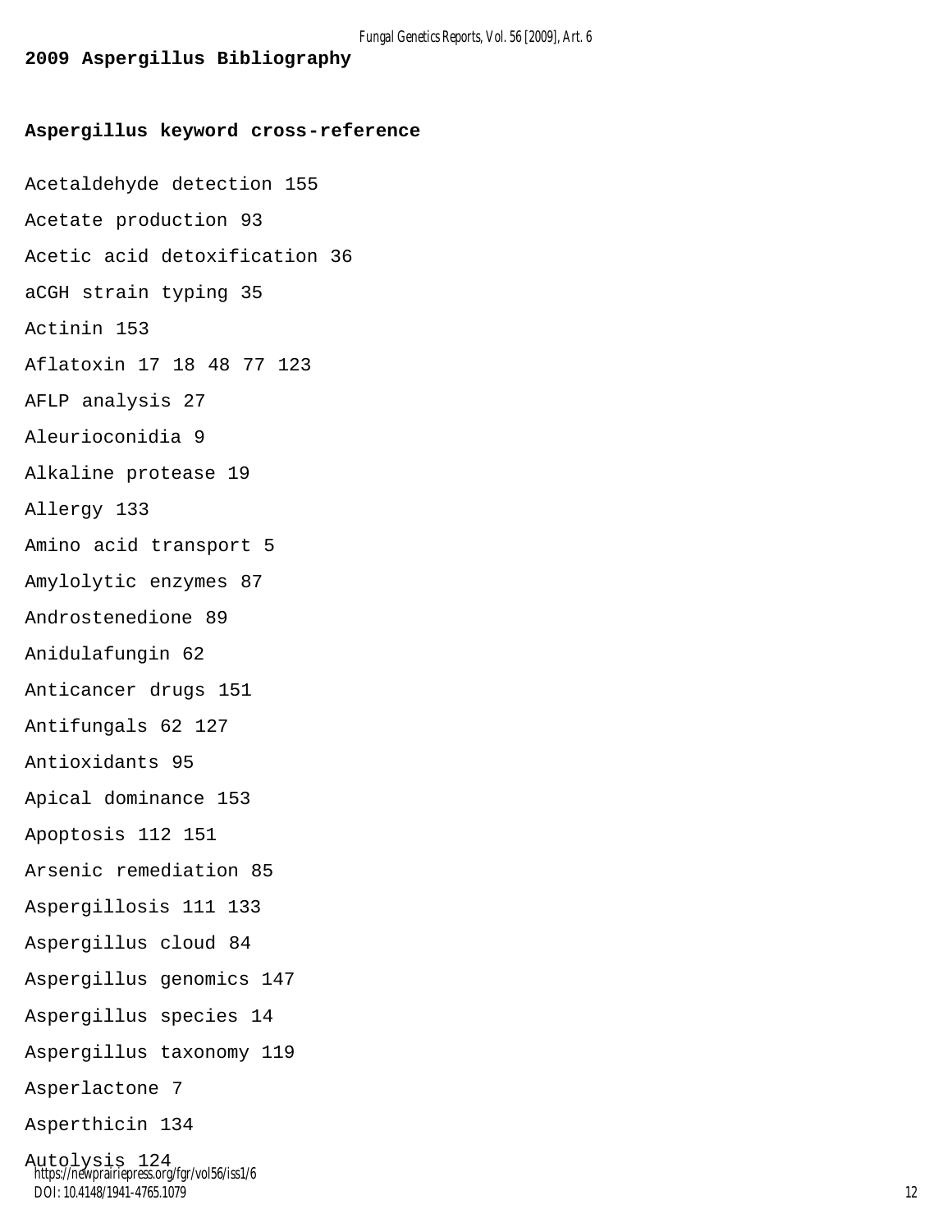**2009 Aspergillus Bibliography**

**Aspergillus keyword cross-reference**

Acetaldehyde detection 155

Acetate production 93

Acetic acid detoxification 36

aCGH strain typing 35

Actinin 153

Aflatoxin 17 18 48 77 123

AFLP analysis 27

Aleurioconidia 9

Alkaline protease 19

Allergy 133

Amino acid transport 5

Amylolytic enzymes 87

Androstenedione 89

Anidulafungin 62

Anticancer drugs 151

Antifungals 62 127

Antioxidants 95

Apical dominance 153

Apoptosis 112 151

Arsenic remediation 85

Aspergillosis 111 133

Aspergillus cloud 84

Aspergillus genomics 147

Aspergillus species 14

Aspergillus taxonomy 119

Asperlactone 7

Asperthicin 134

Autolysis 124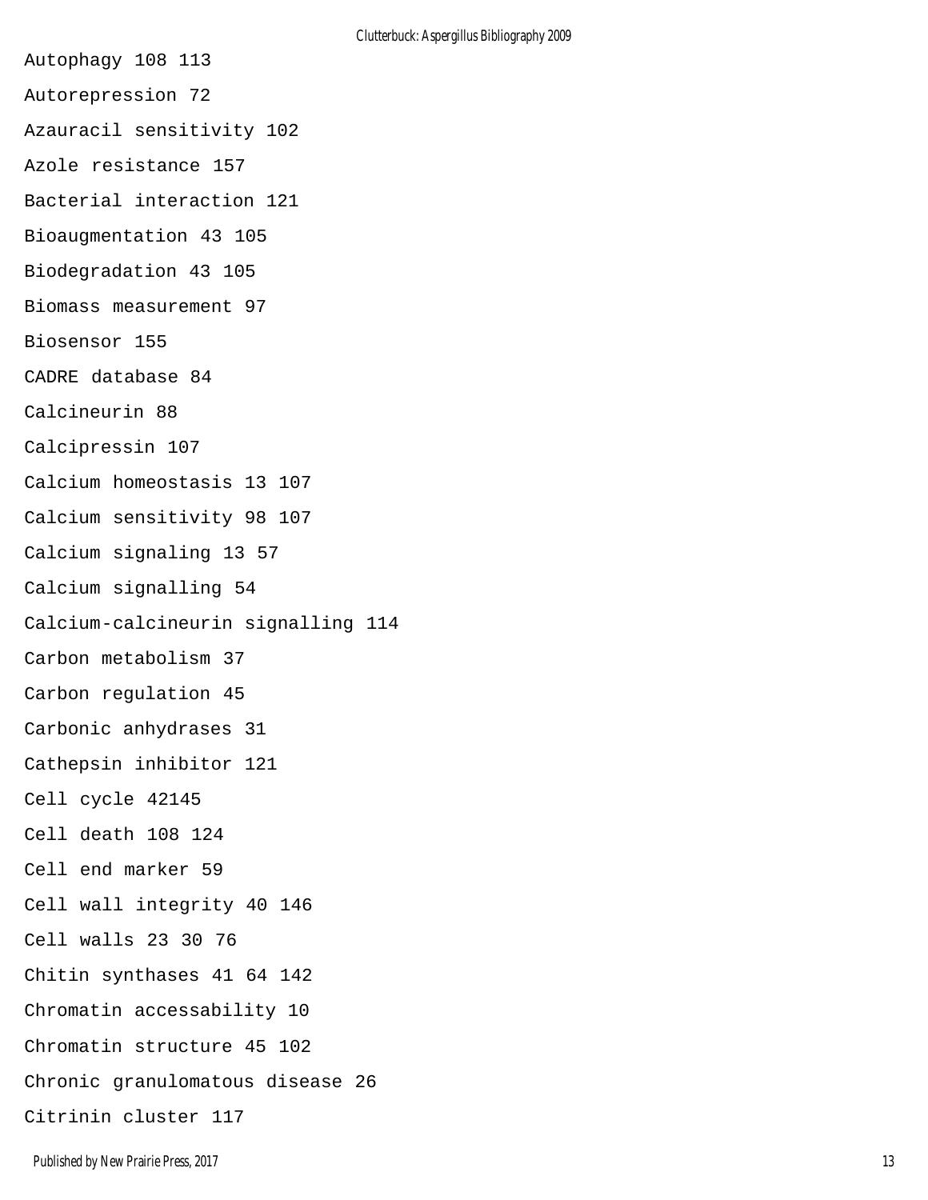Autophagy 108 113

Autorepression 72

Azauracil sensitivity 102

Azole resistance 157

Bacterial interaction 121

Bioaugmentation 43 105

Biodegradation 43 105

Biomass measurement 97

Biosensor 155

CADRE database 84

Calcineurin 88

Calcipressin 107

Calcium homeostasis 13 107

Calcium sensitivity 98 107

Calcium signaling 13 57

Calcium signalling 54

Calcium-calcineurin signalling 114

Carbon metabolism 37

Carbon regulation 45

Carbonic anhydrases 31

Cathepsin inhibitor 121

Cell cycle 42145

Cell death 108 124

Cell end marker 59

Cell wall integrity 40 146

Cell walls 23 30 76

Chitin synthases 41 64 142

Chromatin accessability 10

Chromatin structure 45 102

Chronic granulomatous disease 26

Citrinin cluster 117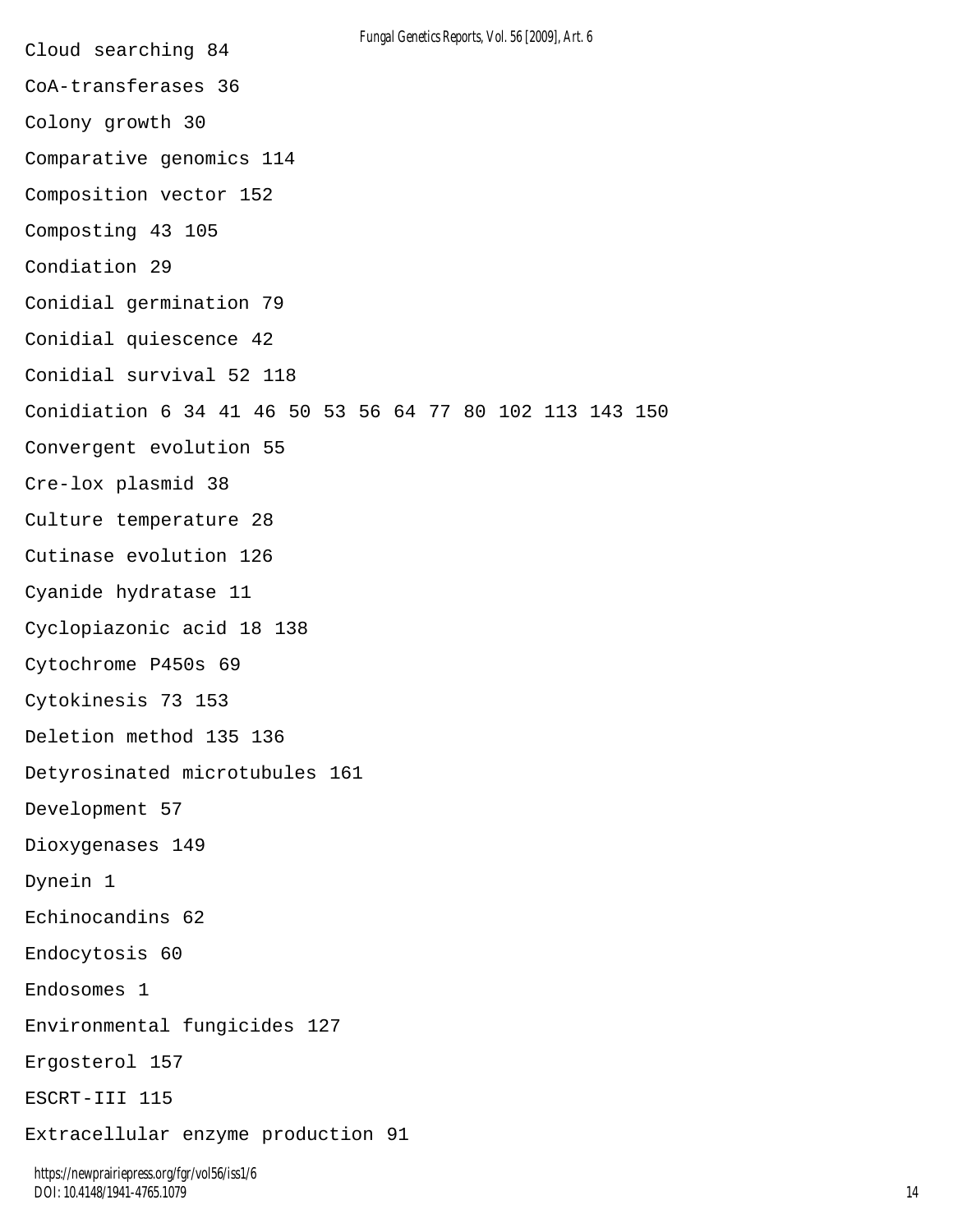Cloud searching 84

CoA-transferases 36

Colony growth 30

Comparative genomics 114

Composition vector 152

Composting 43 105

Condiation 29

Conidial germination 79

Conidial quiescence 42

Conidial survival 52 118

Conidiation 6 34 41 46 50 53 56 64 77 80 102 113 143 150

Convergent evolution 55

Cre-lox plasmid 38

Culture temperature 28

Cutinase evolution 126

Cyanide hydratase 11

Cyclopiazonic acid 18 138

Cytochrome P450s 69

Cytokinesis 73 153

Deletion method 135 136

Detyrosinated microtubules 161

Development 57

Dioxygenases 149

Dynein 1

Echinocandins 62

Endocytosis 60

Endosomes 1

Environmental fungicides 127

Ergosterol 157

ESCRT-III 115

Extracellular enzyme production 91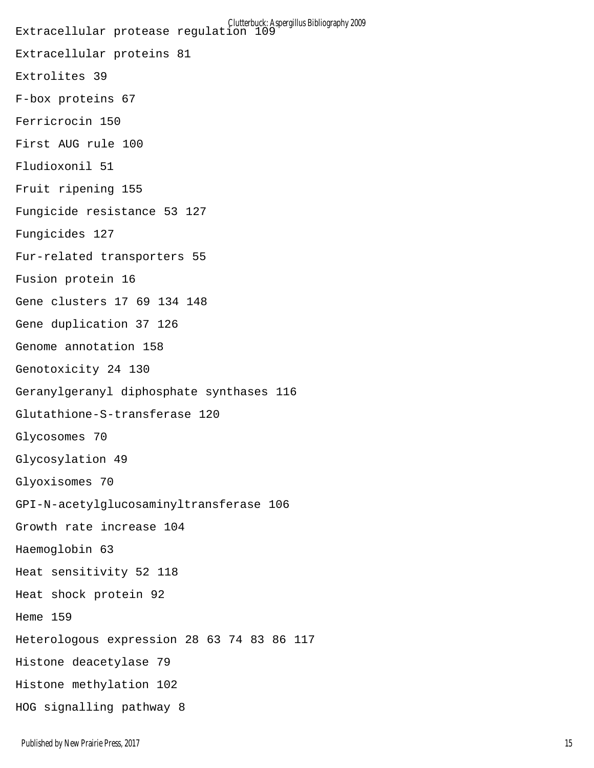Extracellular protease regulation 109

Extracellular proteins 81

Extrolites 39

F-box proteins 67

Ferricrocin 150

First AUG rule 100

Fludioxonil 51

Fruit ripening 155

Fungicide resistance 53 127

Fungicides 127

Fur-related transporters 55

Fusion protein 16

Gene clusters 17 69 134 148

Gene duplication 37 126

Genome annotation 158

Genotoxicity 24 130

Geranylgeranyl diphosphate synthases 116

Glutathione-S-transferase 120

Glycosomes 70

Glycosylation 49

Glyoxisomes 70

GPI-N-acetylglucosaminyltransferase 106

Growth rate increase 104

Haemoglobin 63

Heat sensitivity 52 118

Heat shock protein 92

Heme 159

Heterologous expression 28 63 74 83 86 117

Histone deacetylase 79

Histone methylation 102

HOG signalling pathway 8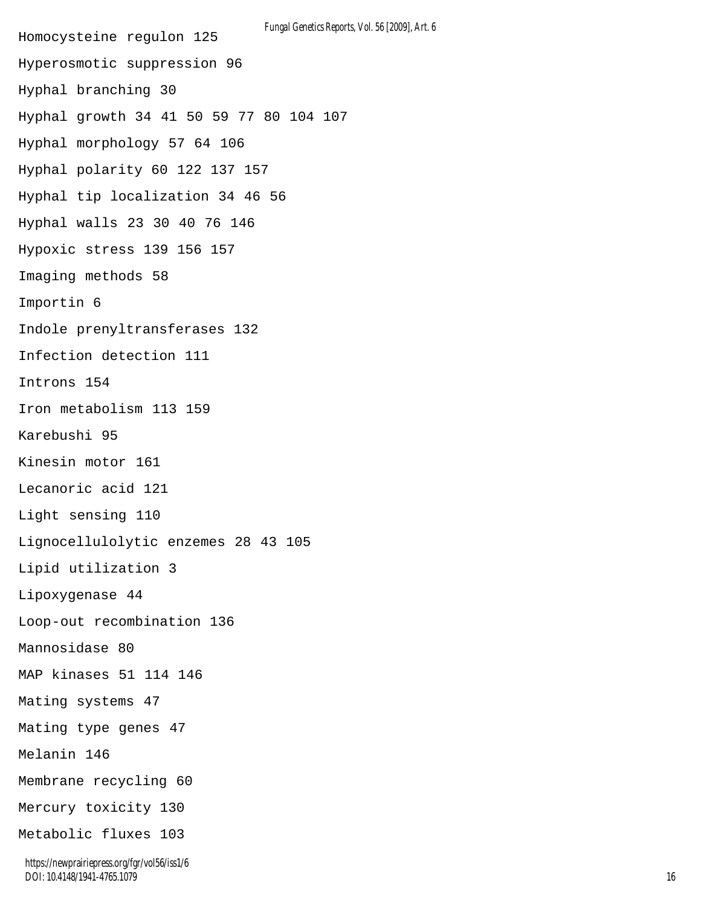Homocysteine regulon 125

Hyperosmotic suppression 96

Hyphal branching 30

Hyphal growth 34 41 50 59 77 80 104 107

Hyphal morphology 57 64 106

Hyphal polarity 60 122 137 157

Hyphal tip localization 34 46 56

Hyphal walls 23 30 40 76 146

Hypoxic stress 139 156 157

Imaging methods 58

Importin 6

Indole prenyltransferases 132

Infection detection 111

Introns 154

Iron metabolism 113 159

Karebushi 95

Kinesin motor 161

Lecanoric acid 121

Light sensing 110

Lignocellulolytic enzemes 28 43 105

Lipid utilization 3

Lipoxygenase 44

Loop-out recombination 136

Mannosidase 80

MAP kinases 51 114 146

Mating systems 47

Mating type genes 47

Melanin 146

Membrane recycling 60

Mercury toxicity 130

Metabolic fluxes 103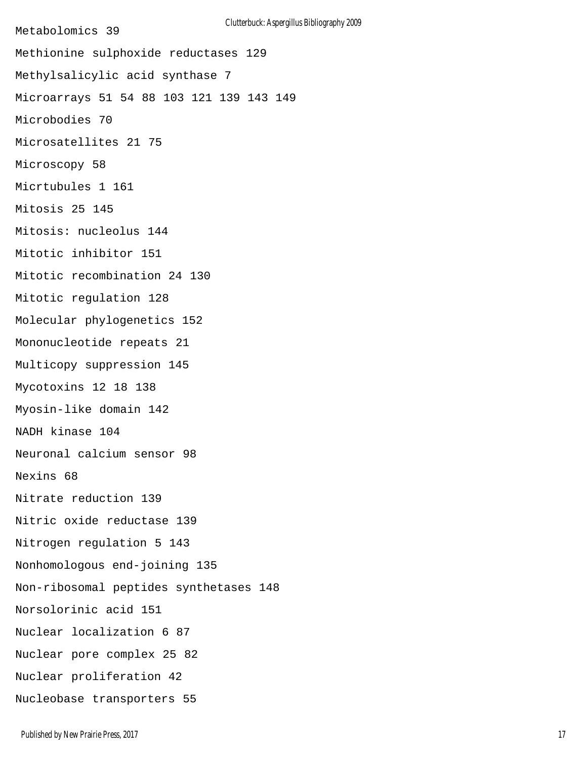Metabolomics 39

Methionine sulphoxide reductases 129

Methylsalicylic acid synthase 7

Microarrays 51 54 88 103 121 139 143 149

Microbodies 70

Microsatellites 21 75

Microscopy 58

Micrtubules 1 161

Mitosis 25 145

Mitosis: nucleolus 144

Mitotic inhibitor 151

Mitotic recombination 24 130

Mitotic regulation 128

Molecular phylogenetics 152

Mononucleotide repeats 21

Multicopy suppression 145

Mycotoxins 12 18 138

Myosin-like domain 142

NADH kinase 104

Neuronal calcium sensor 98

Nexins 68

Nitrate reduction 139

Nitric oxide reductase 139

Nitrogen regulation 5 143

Nonhomologous end-joining 135

Non-ribosomal peptides synthetases 148

Norsolorinic acid 151

Nuclear localization 6 87

Nuclear pore complex 25 82

Nuclear proliferation 42

Nucleobase transporters 55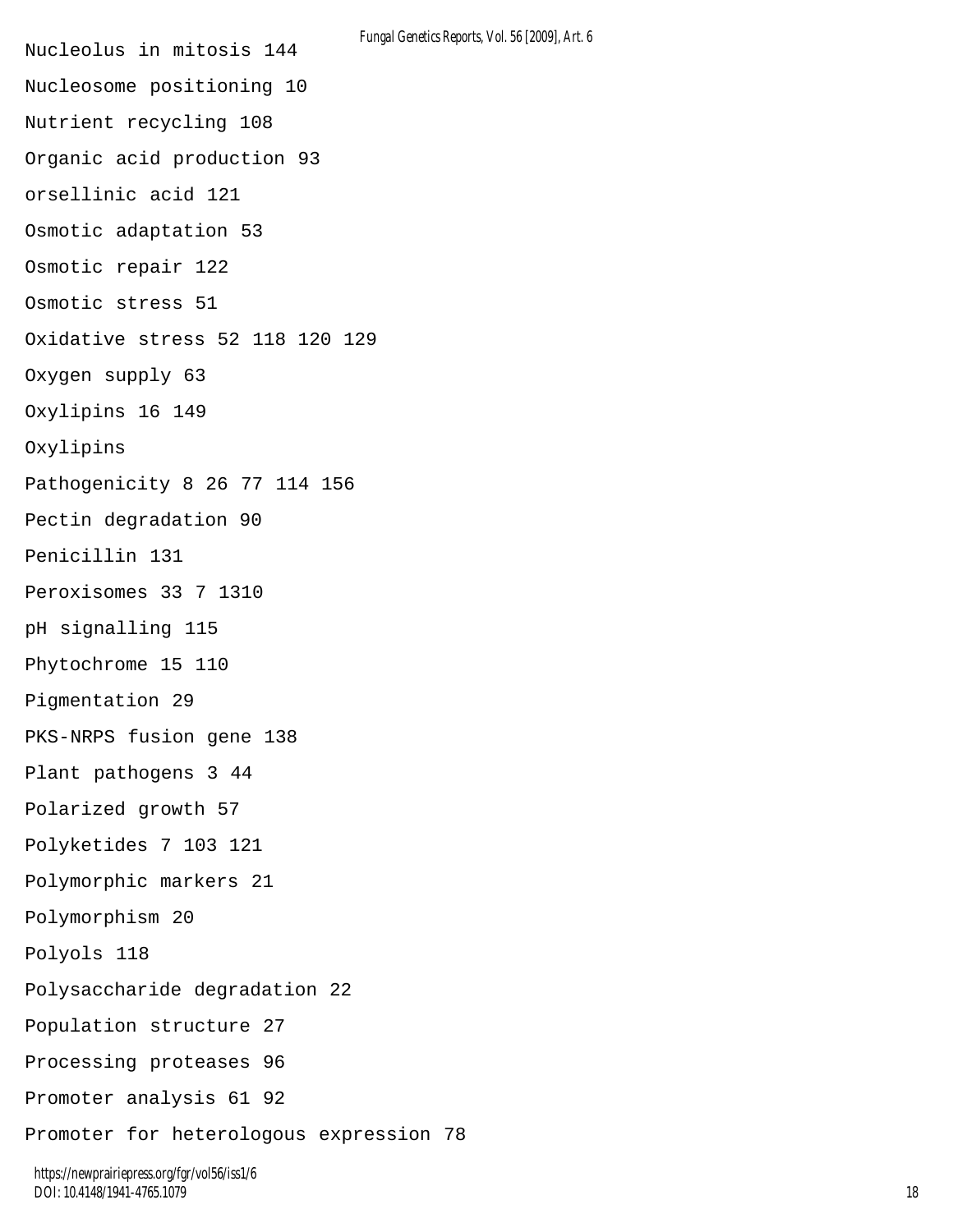Nucleolus in mitosis 144

Nucleosome positioning 10

Nutrient recycling 108

Organic acid production 93

orsellinic acid 121

Osmotic adaptation 53

Osmotic repair 122

Osmotic stress 51

Oxidative stress 52 118 120 129

Oxygen supply 63

Oxylipins 16 149

Oxylipins

Pathogenicity 8 26 77 114 156

Pectin degradation 90

Penicillin 131

Peroxisomes 33 7 1310

pH signalling 115

Phytochrome 15 110

Pigmentation 29

PKS-NRPS fusion gene 138

Plant pathogens 3 44

Polarized growth 57

Polyketides 7 103 121

Polymorphic markers 21

Polymorphism 20

Polyols 118

Polysaccharide degradation 22

Population structure 27

Processing proteases 96

Promoter analysis 61 92

Promoter for heterologous expression 78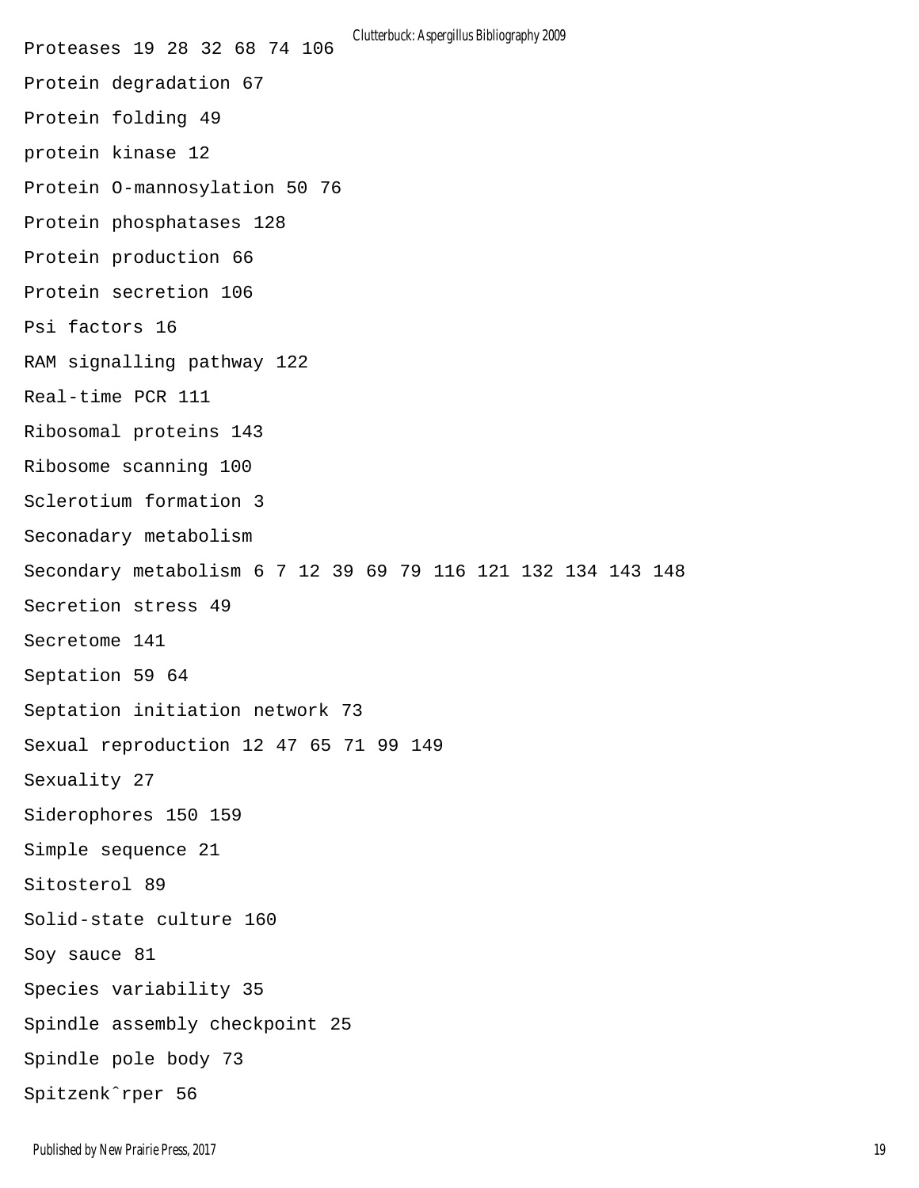Proteases 19 28 32 68 74 106

Protein degradation 67

Protein folding 49

protein kinase 12

Protein O-mannosylation 50 76

Protein phosphatases 128

Protein production 66

Protein secretion 106

Psi factors 16

RAM signalling pathway 122

Real-time PCR 111

Ribosomal proteins 143

Ribosome scanning 100

Sclerotium formation 3

Seconadary metabolism

Secondary metabolism 6 7 12 39 69 79 116 121 132 134 143 148

Secretion stress 49

Secretome 141

Septation 59 64

Septation initiation network 73

Sexual reproduction 12 47 65 71 99 149

Sexuality 27

Siderophores 150 159

Simple sequence 21

Sitosterol 89

Solid-state culture 160

Soy sauce 81

Species variability 35

Spindle assembly checkpoint 25

Spindle pole body 73

Spitzenkˆrper 56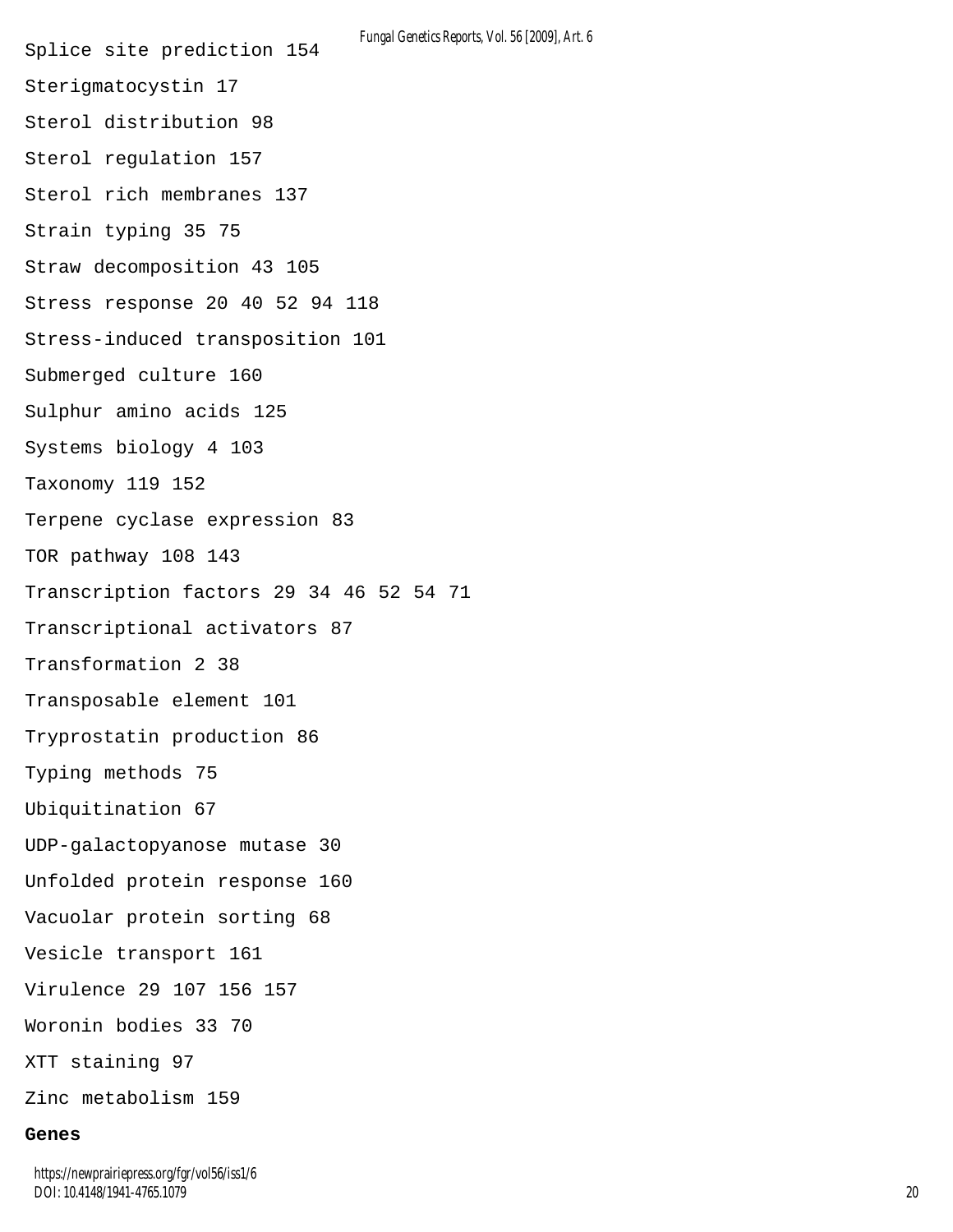Splice site prediction 154

Sterigmatocystin 17

Sterol distribution 98

Sterol regulation 157

Sterol rich membranes 137

Strain typing 35 75

Straw decomposition 43 105

Stress response 20 40 52 94 118

Stress-induced transposition 101

Submerged culture 160

Sulphur amino acids 125

Systems biology 4 103

Taxonomy 119 152

Terpene cyclase expression 83

TOR pathway 108 143

Transcription factors 29 34 46 52 54 71

Transcriptional activators 87

Transformation 2 38

Transposable element 101

Tryprostatin production 86

Typing methods 75

Ubiquitination 67

UDP-galactopyanose mutase 30

Unfolded protein response 160

Vacuolar protein sorting 68

Vesicle transport 161

Virulence 29 107 156 157

Woronin bodies 33 70

XTT staining 97

Zinc metabolism 159

**Genes**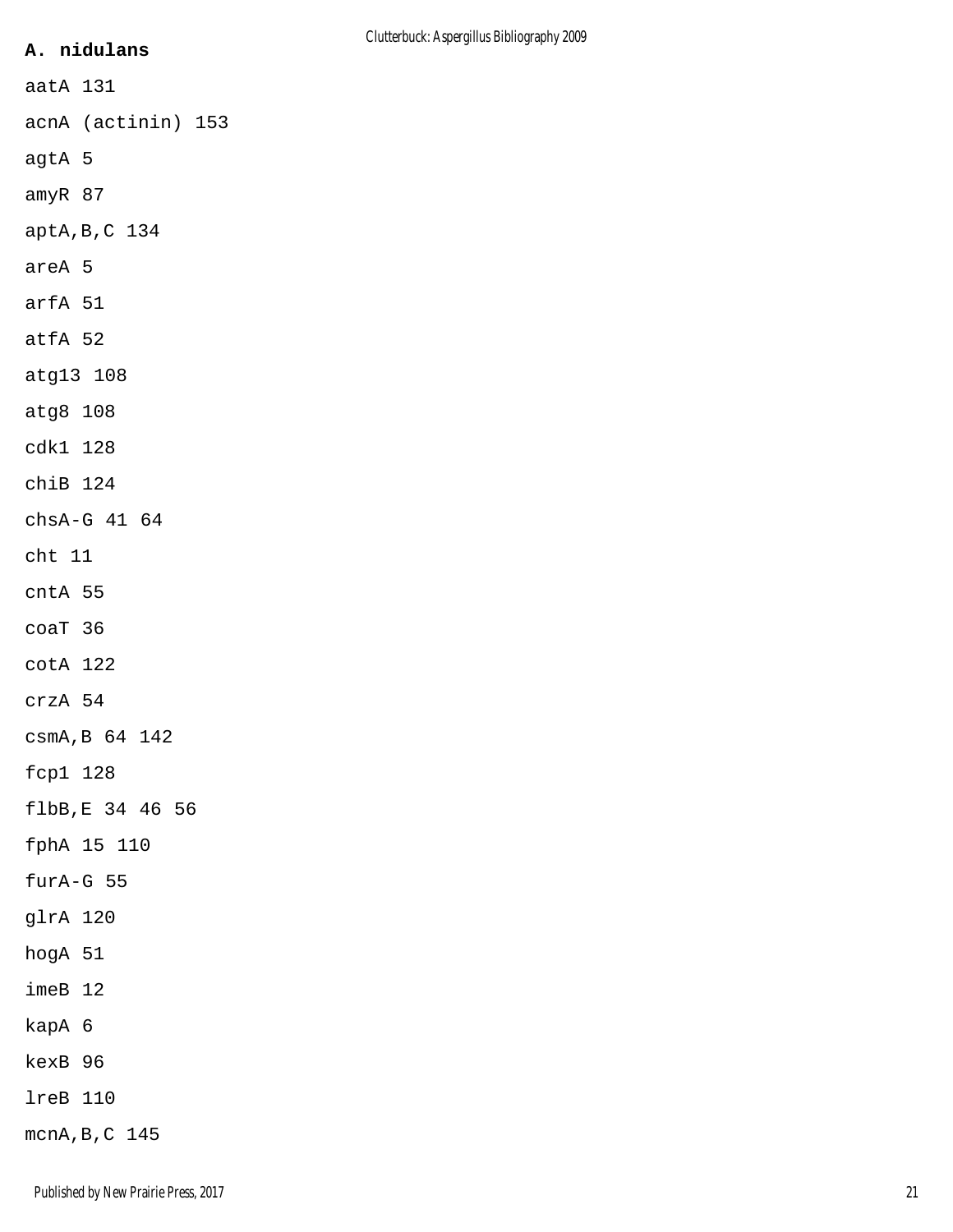**A. nidulans**

aatA 131

acnA (actinin) 153

agtA 5

amyR 87

aptA,B,C 134

areA 5

arfA 51

atfA 52

atg13 108

atg8 108

cdk1 128

chiB 124

chsA-G 41 64

cht 11

cntA 55

coaT 36

cotA 122

crzA 54

csmA,B 64 142

fcp1 128

flbB,E 34 46 56

fphA 15 110

furA-G 55

glrA 120

hogA 51

imeB 12

kapA 6

kexB 96

lreB 110

mcnA,B,C 145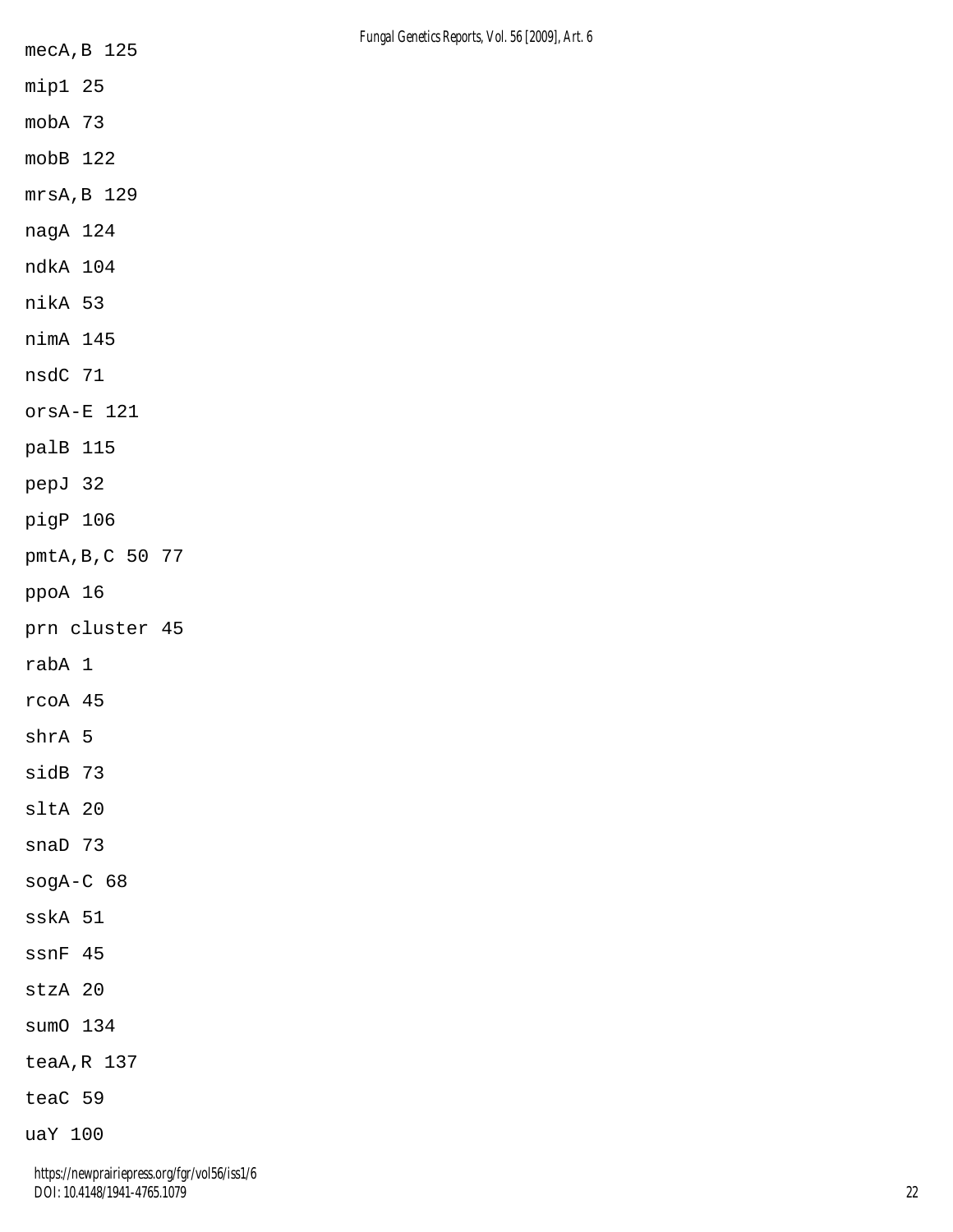mecA,B 125

mip1 25

mobA 73

mobB 122

mrsA,B 129

nagA 124

ndkA 104

nikA 53

nimA 145

nsdC 71

orsA-E 121

palB 115

pepJ 32

pigP 106

pmtA,B,C 50 77

ppoA 16

prn cluster 45

rabA 1

rcoA 45

shrA 5

sidB 73

sltA 20

snaD 73

sogA-C 68

sskA 51

ssnF 45

stzA 20

sumO 134

teaA,R 137

teaC 59

uaY 100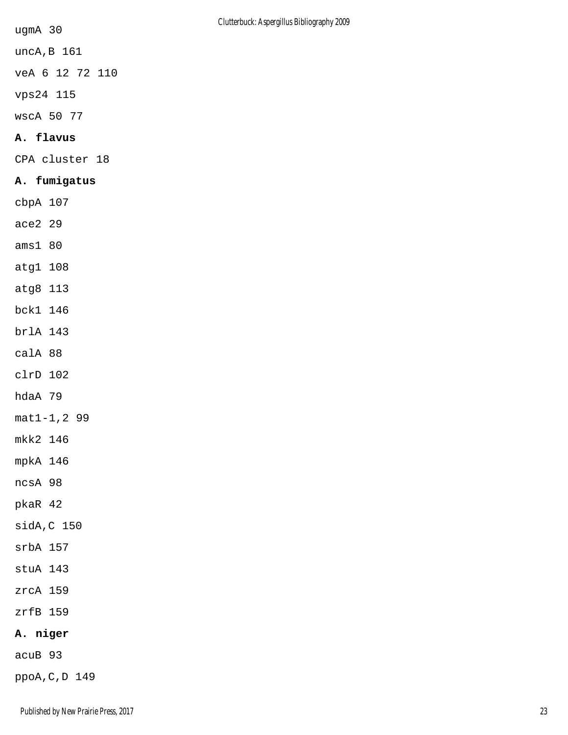ugmA 30

uncA,B 161

veA 6 12 72 110

vps24 115

wscA 50 77

**A. flavus**

CPA cluster 18

**A. fumigatus**

cbpA 107

ace2 29

ams1 80

atg1 108

atg8 113

bck1 146

brlA 143

calA 88

clrD 102

hdaA 79

mat1-1,2 99

mkk2 146

mpkA 146

ncsA 98

pkaR 42

sidA,C 150

srbA 157

stuA 143

zrcA 159

zrfB 159

**A. niger**

acuB 93

ppoA,C,D 149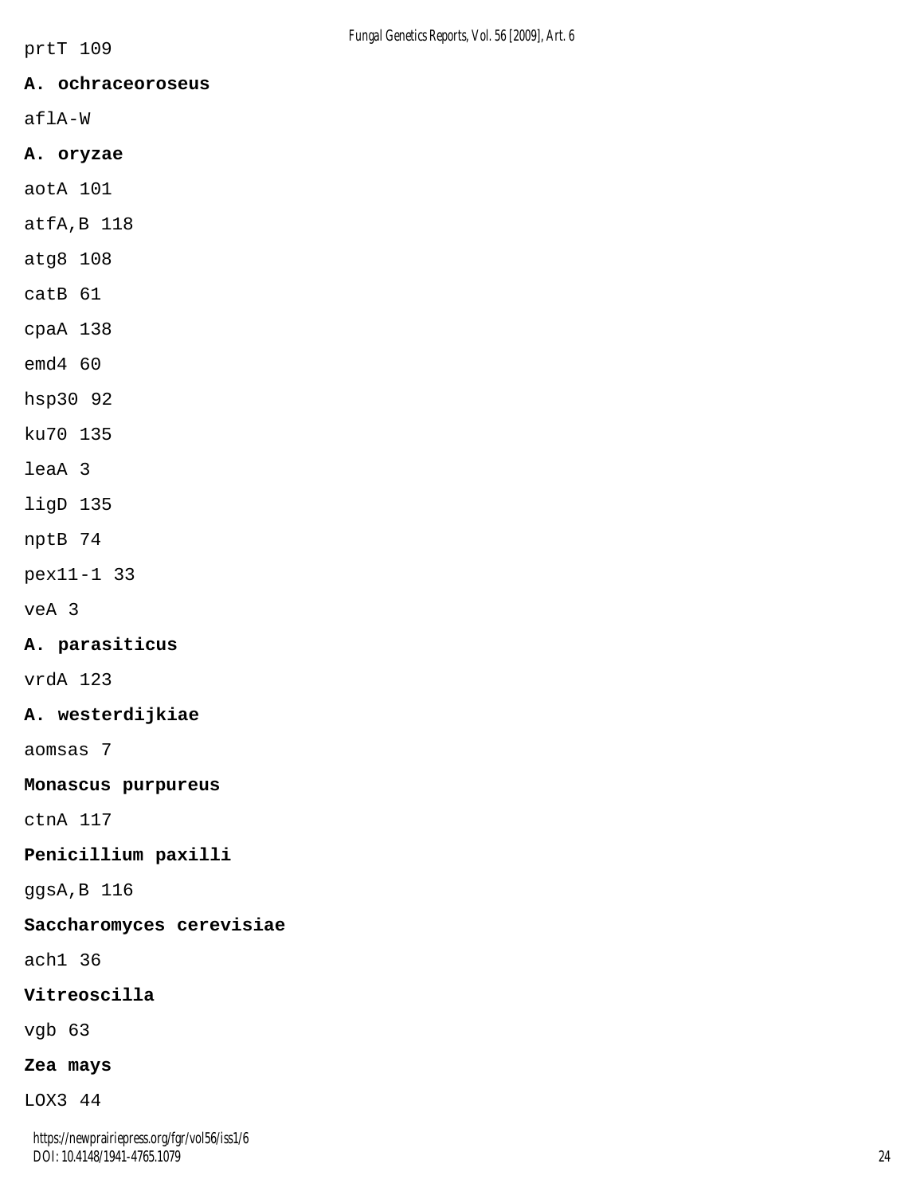prtT 109

**A. ochraceoroseus**

aflA-W

**A. oryzae**

aotA 101

atfA,B 118

atg8 108

catB 61

cpaA 138

emd4 60

hsp30 92

ku70 135

leaA 3

ligD 135

nptB 74

pex11-1 33

veA 3

**A. parasiticus**

vrdA 123

**A. westerdijkiae**

aomsas 7

**Monascus purpureus**

ctnA 117

**Penicillium paxilli**

ggsA,B 116

**Saccharomyces cerevisiae**

ach1 36

**Vitreoscilla**

vgb 63

**Zea mays**

LOX3 44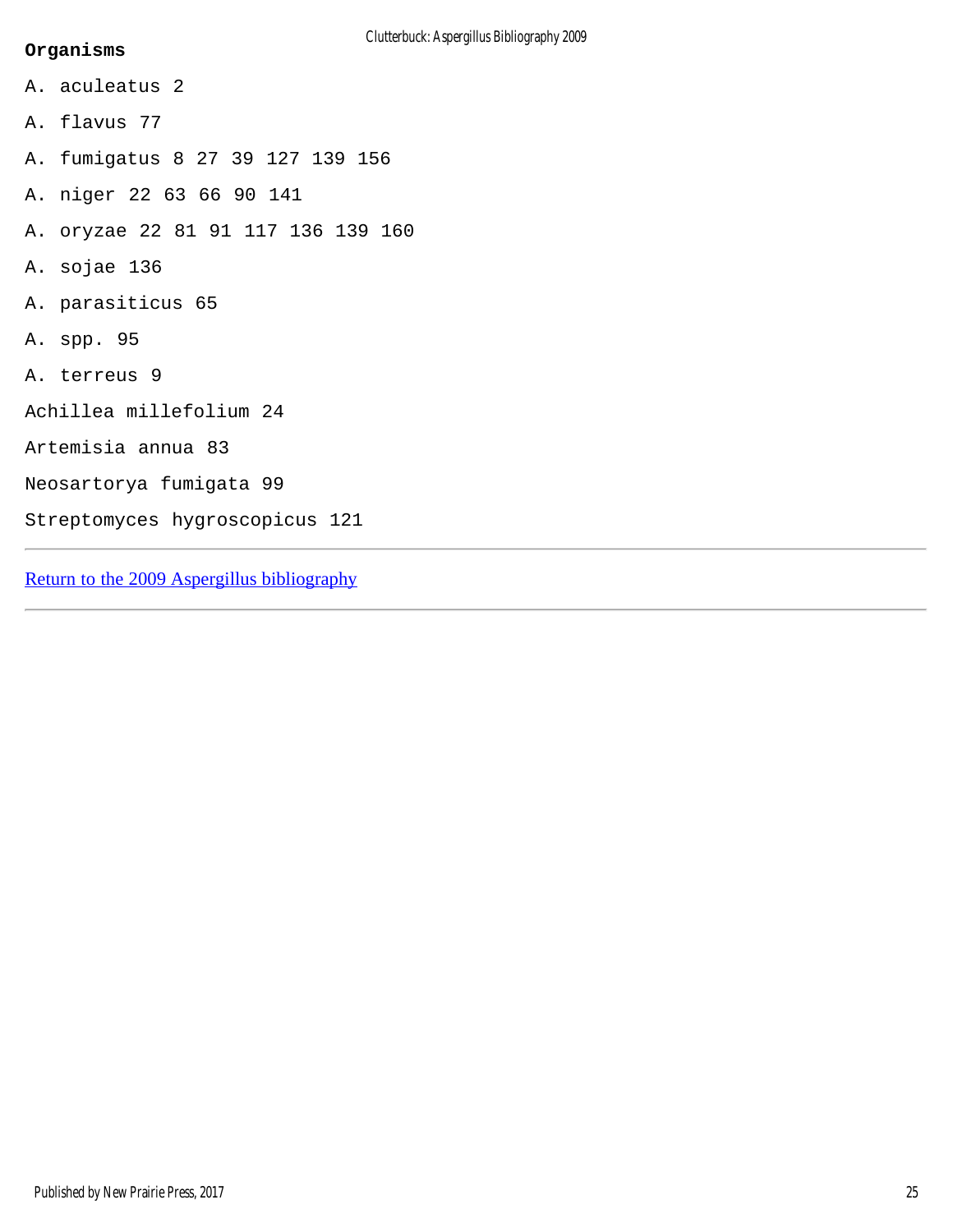**Organisms**

A. aculeatus 2

A. flavus 77

A. fumigatus 8 27 39 127 139 156

A. niger 22 63 66 90 141

A. oryzae 22 81 91 117 136 139 160

A. sojae 136

A. parasiticus 65

A. spp. 95

A. terreus 9

Achillea millefolium 24

Artemisia annua 83

Neosartorya fumigata 99

Streptomyces hygroscopicus 121

---

Return to the 2009 Aspergillus bibliography

---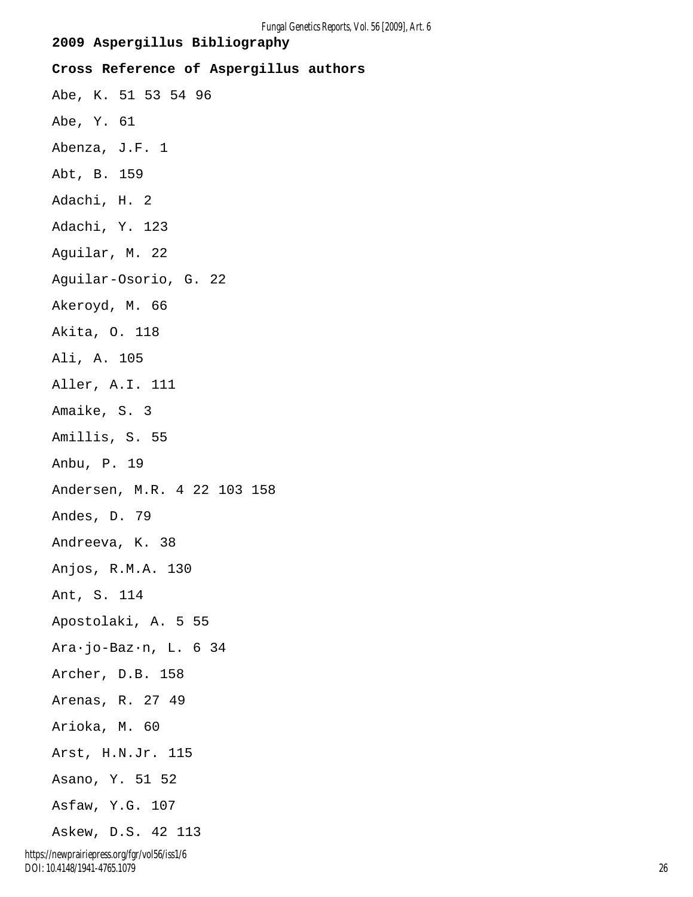**2009 Aspergillus Bibliography**

**Cross Reference of Aspergillus authors**

Abe, K. 51 53 54 96

Abe, Y. 61

Abenza, J.F. 1

Abt, B. 159

Adachi, H. 2

Adachi, Y. 123

Aguilar, M. 22

Aguilar-Osorio, G. 22

Akeroyd, M. 66

Akita, O. 118

Ali, A. 105

Aller, A.I. 111

Amaike, S. 3

Amillis, S. 55

Anbu, P. 19

Andersen, M.R. 4 22 103 158

Andes, D. 79

Andreeva, K. 38

Anjos, R.M.A. 130

Ant, S. 114

Apostolaki, A. 5 55

Ara·jo-Baz·n, L. 6 34

Archer, D.B. 158

Arenas, R. 27 49

Arioka, M. 60

Arst, H.N.Jr. 115

Asano, Y. 51 52

Asfaw, Y.G. 107

Askew, D.S. 42 113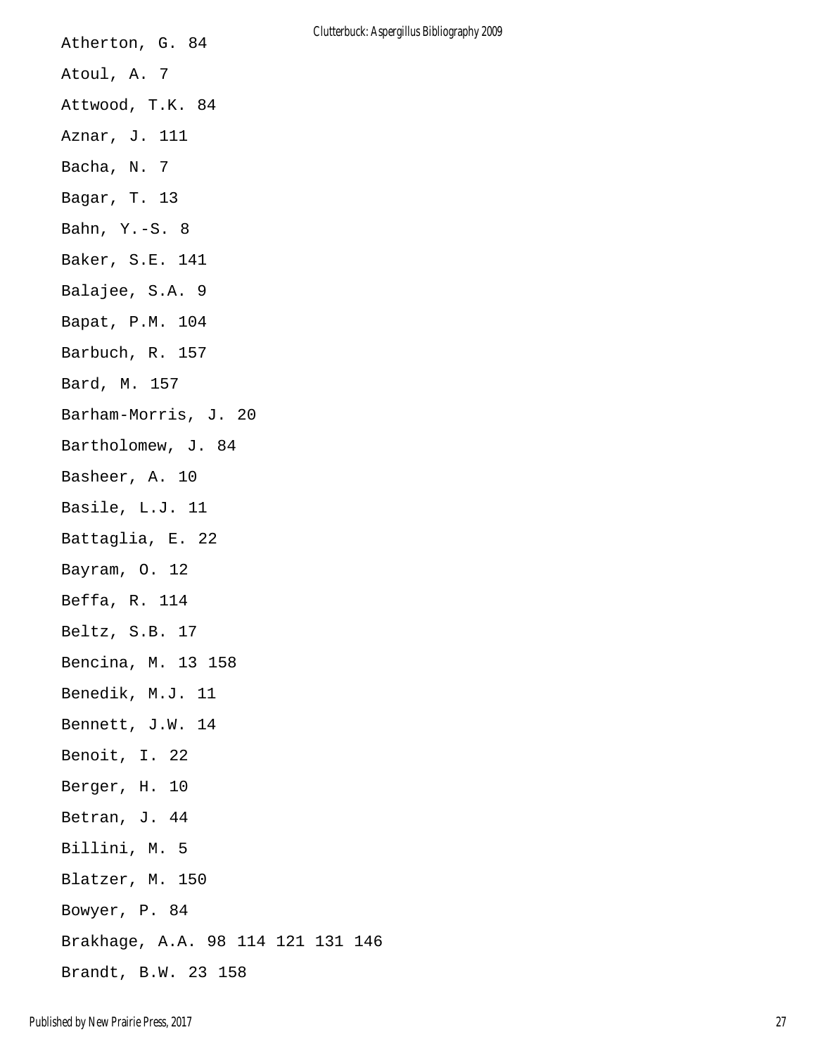Atherton, G. 84

Atoul, A. 7

Attwood, T.K. 84

Aznar, J. 111

Bacha, N. 7

Bagar, T. 13

Bahn, Y.-S. 8

Baker, S.E. 141

Balajee, S.A. 9

Bapat, P.M. 104

Barbuch, R. 157

Bard, M. 157

Barham-Morris, J. 20

Bartholomew, J. 84

Basheer, A. 10

Basile, L.J. 11

Battaglia, E. 22

Bayram, O. 12

Beffa, R. 114

Beltz, S.B. 17

Bencina, M. 13 158

Benedik, M.J. 11

Bennett, J.W. 14

Benoit, I. 22

Berger, H. 10

Betran, J. 44

Billini, M. 5

Blatzer, M. 150

Bowyer, P. 84

Brakhage, A.A. 98 114 121 131 146

Brandt, B.W. 23 158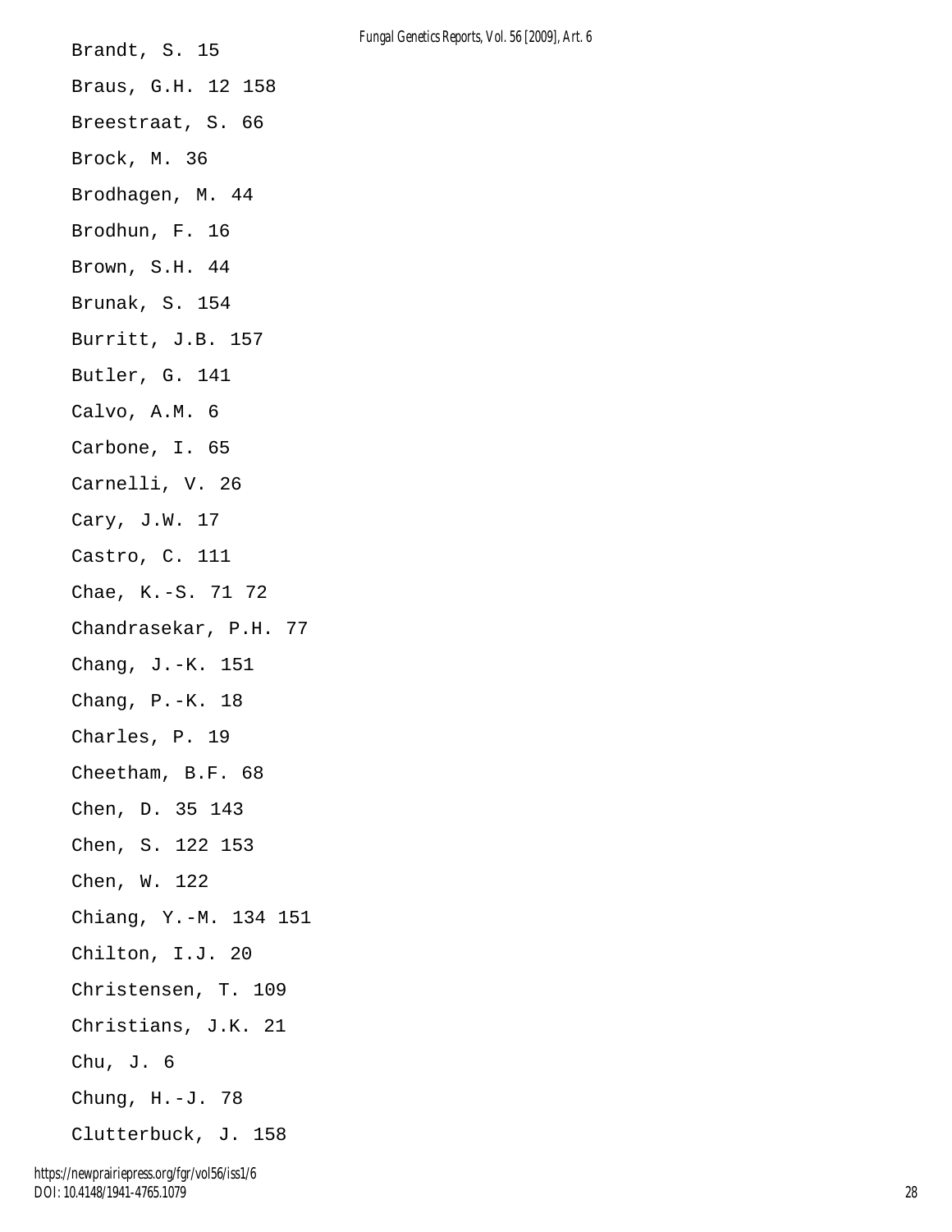Brandt, S. 15

Braus, G.H. 12 158

Breestraat, S. 66

Brock, M. 36

Brodhagen, M. 44

Brodhun, F. 16

Brown, S.H. 44

Brunak, S. 154

Burritt, J.B. 157

Butler, G. 141

Calvo, A.M. 6

Carbone, I. 65

Carnelli, V. 26

Cary, J.W. 17

Castro, C. 111

Chae, K.-S. 71 72

Chandrasekar, P.H. 77

Chang, J.-K. 151

Chang, P.-K. 18

Charles, P. 19

Cheetham, B.F. 68

Chen, D. 35 143

Chen, S. 122 153

Chen, W. 122

Chiang, Y.-M. 134 151

Chilton, I.J. 20

Christensen, T. 109

Christians, J.K. 21

Chu, J. 6

Chung, H.-J. 78

Clutterbuck, J. 158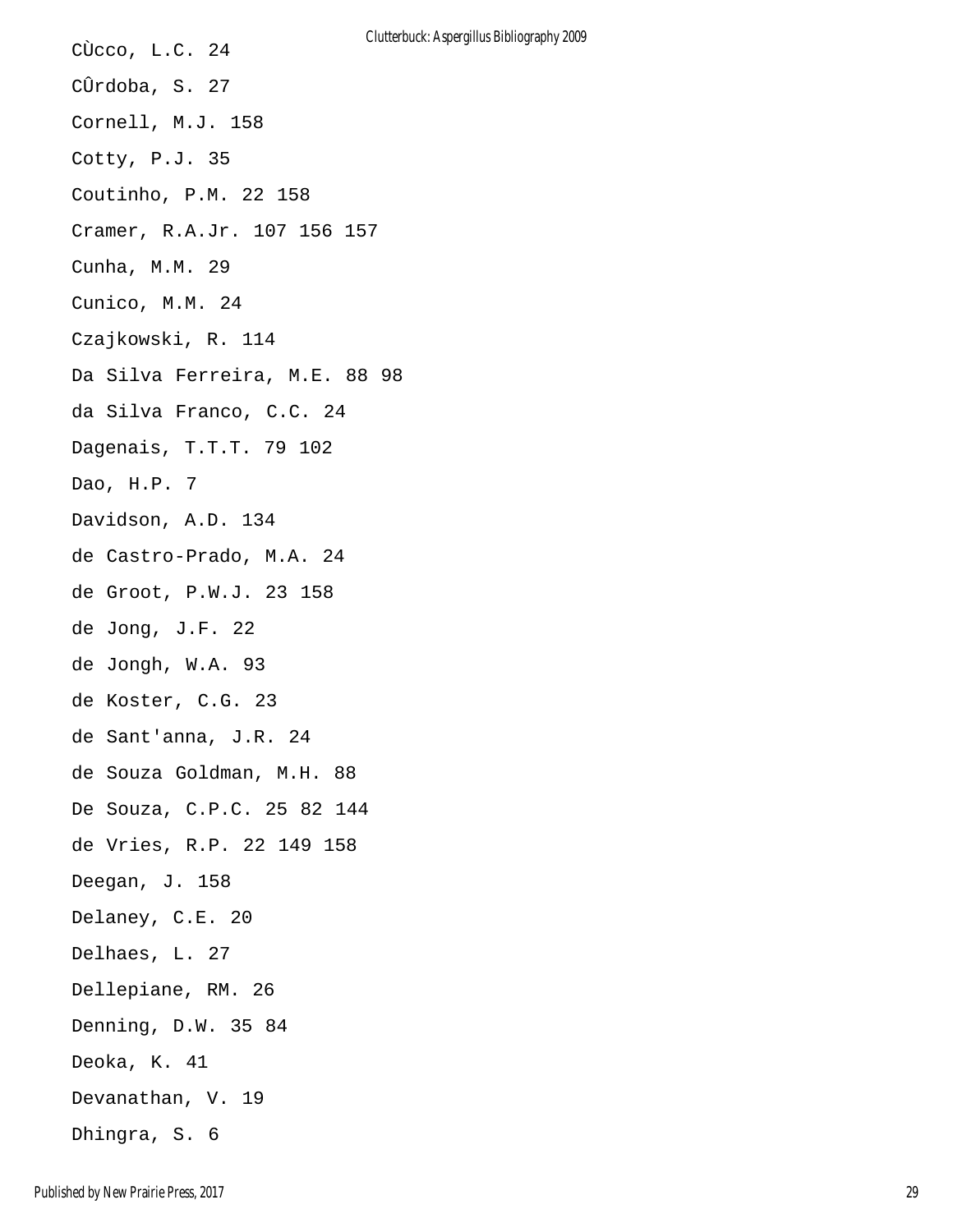CÙcco, L.C. 24

CÛrdoba, S. 27

Cornell, M.J. 158

Cotty, P.J. 35

Coutinho, P.M. 22 158

Cramer, R.A.Jr. 107 156 157

Cunha, M.M. 29

Cunico, M.M. 24

Czajkowski, R. 114

Da Silva Ferreira, M.E. 88 98

da Silva Franco, C.C. 24

Dagenais, T.T.T. 79 102

Dao, H.P. 7

Davidson, A.D. 134

de Castro-Prado, M.A. 24

de Groot, P.W.J. 23 158

de Jong, J.F. 22

de Jongh, W.A. 93

de Koster, C.G. 23

de Sant'anna, J.R. 24

de Souza Goldman, M.H. 88

De Souza, C.P.C. 25 82 144

de Vries, R.P. 22 149 158

Deegan, J. 158

Delaney, C.E. 20

Delhaes, L. 27

Dellepiane, RM. 26

Denning, D.W. 35 84

Deoka, K. 41

Devanathan, V. 19

Dhingra, S. 6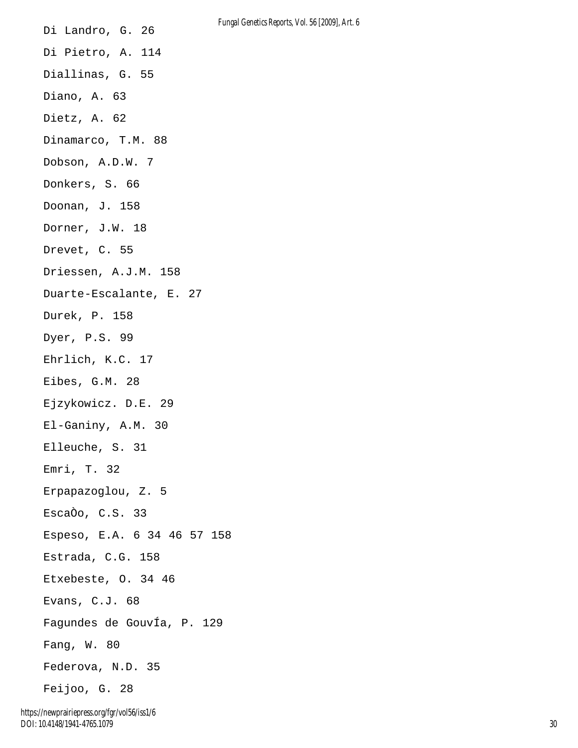Di Landro, G. 26

Di Pietro, A. 114

Diallinas, G. 55

Diano, A. 63

Dietz, A. 62

Dinamarco, T.M. 88

Dobson, A.D.W. 7

Donkers, S. 66

Doonan, J. 158

Dorner, J.W. 18

Drevet, C. 55

Driessen, A.J.M. 158

Duarte-Escalante, E. 27

Durek, P. 158

Dyer, P.S. 99

Ehrlich, K.C. 17

Eibes, G.M. 28

Ejzykowicz. D.E. 29

El-Ganiny, A.M. 30

Elleuche, S. 31

Emri, T. 32

Erpapazoglou, Z. 5

EscaÒo, C.S. 33

Espeso, E.A. 6 34 46 57 158

Estrada, C.G. 158

Etxebeste, O. 34 46

Evans, C.J. 68

Fagundes de GouvÍa, P. 129

Fang, W. 80

Federova, N.D. 35

Feijoo, G. 28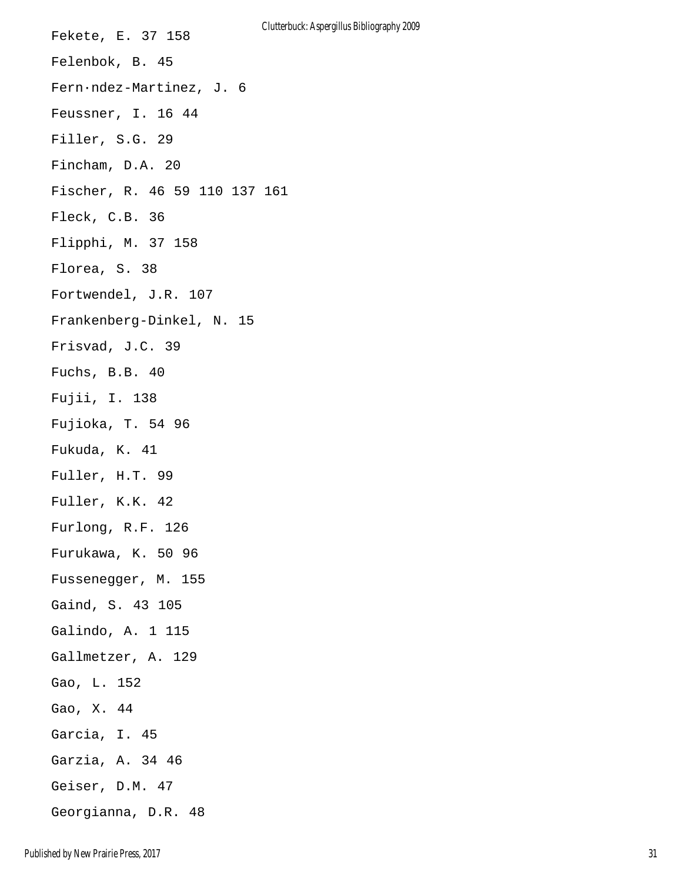Fekete, E. 37 158

Felenbok, B. 45

Fern·ndez-Martinez, J. 6

Feussner, I. 16 44

Filler, S.G. 29

Fincham, D.A. 20

Fischer, R. 46 59 110 137 161

Fleck, C.B. 36

Flipphi, M. 37 158

Florea, S. 38

Fortwendel, J.R. 107

Frankenberg-Dinkel, N. 15

Frisvad, J.C. 39

Fuchs, B.B. 40

Fujii, I. 138

Fujioka, T. 54 96

Fukuda, K. 41

Fuller, H.T. 99

Fuller, K.K. 42

Furlong, R.F. 126

Furukawa, K. 50 96

Fussenegger, M. 155

Gaind, S. 43 105

Galindo, A. 1 115

Gallmetzer, A. 129

Gao, L. 152

Gao, X. 44

Garcia, I. 45

Garzia, A. 34 46

Geiser, D.M. 47

Georgianna, D.R. 48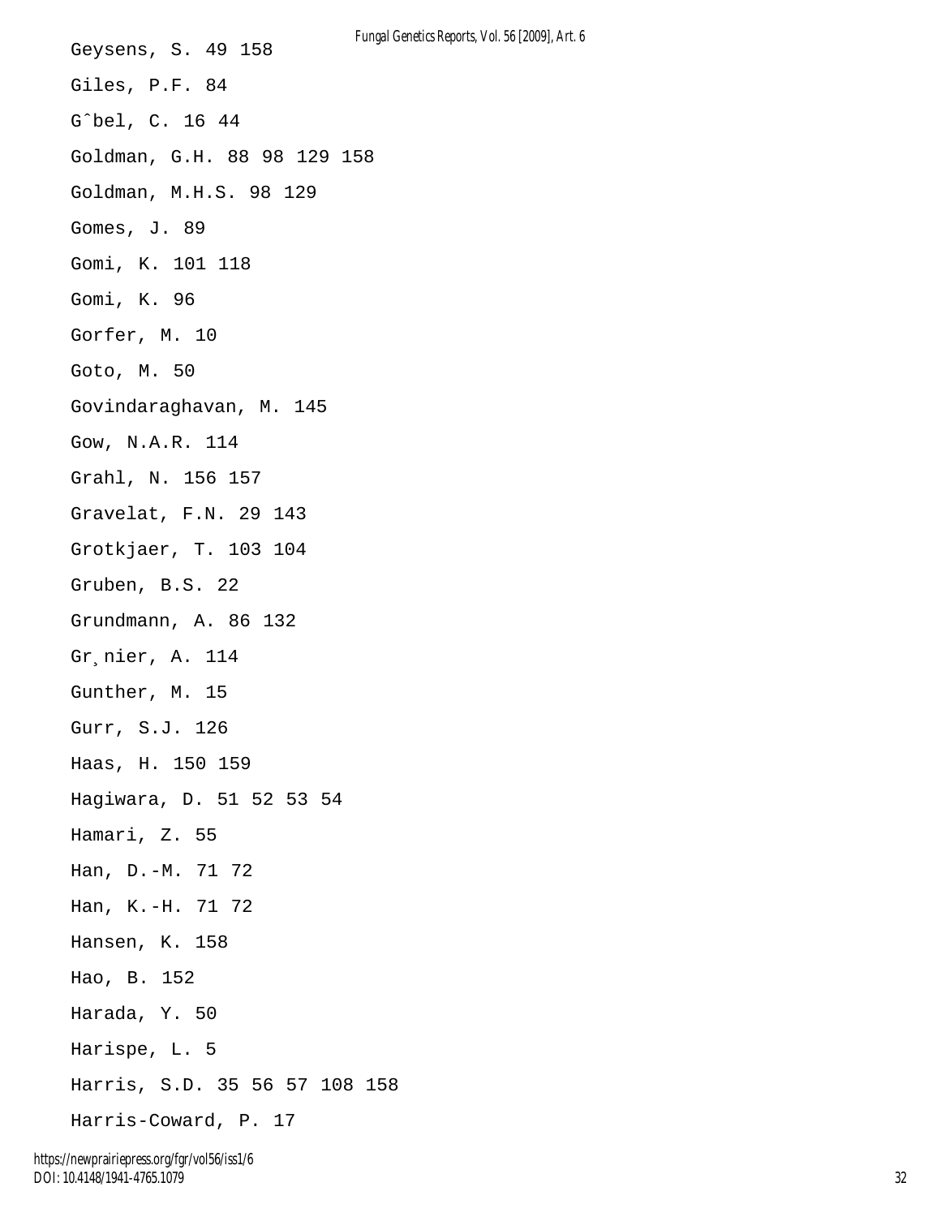Geysens, S. 49 158

Giles, P.F. 84

Gˆbel, C. 16 44

Goldman, G.H. 88 98 129 158

Goldman, M.H.S. 98 129

Gomes, J. 89

Gomi, K. 101 118

Gomi, K. 96

Gorfer, M. 10

Goto, M. 50

Govindaraghavan, M. 145

Gow, N.A.R. 114

Grahl, N. 156 157

Gravelat, F.N. 29 143

Grotkjaer, T. 103 104

Gruben, B.S. 22

Grundmann, A. 86 132

Gr¸nier, A. 114

Gunther, M. 15

Gurr, S.J. 126

Haas, H. 150 159

Hagiwara, D. 51 52 53 54

Hamari, Z. 55

Han, D.-M. 71 72

Han, K.-H. 71 72

Hansen, K. 158

Hao, B. 152

Harada, Y. 50

Harispe, L. 5

Harris, S.D. 35 56 57 108 158

Harris-Coward, P. 17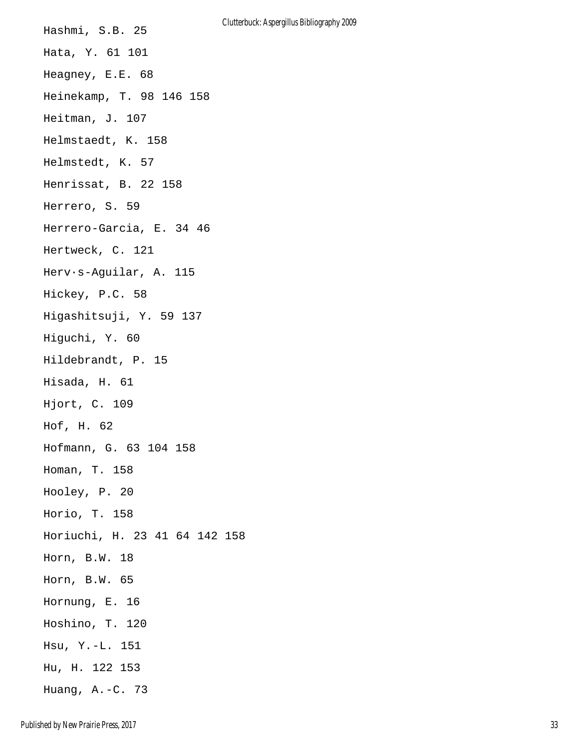Hashmi, S.B. 25

Hata, Y. 61 101

Heagney, E.E. 68

Heinekamp, T. 98 146 158

Heitman, J. 107

Helmstaedt, K. 158

Helmstedt, K. 57

Henrissat, B. 22 158

Herrero, S. 59

Herrero-Garcia, E. 34 46

Hertweck, C. 121

Herv·s-Aguilar, A. 115

Hickey, P.C. 58

Higashitsuji, Y. 59 137

Higuchi, Y. 60

Hildebrandt, P. 15

Hisada, H. 61

Hjort, C. 109

Hof, H. 62

Hofmann, G. 63 104 158

Homan, T. 158

Hooley, P. 20

Horio, T. 158

Horiuchi, H. 23 41 64 142 158

Horn, B.W. 18

Horn, B.W. 65

Hornung, E. 16

Hoshino, T. 120

Hsu, Y.-L. 151

Hu, H. 122 153

Huang, A.-C. 73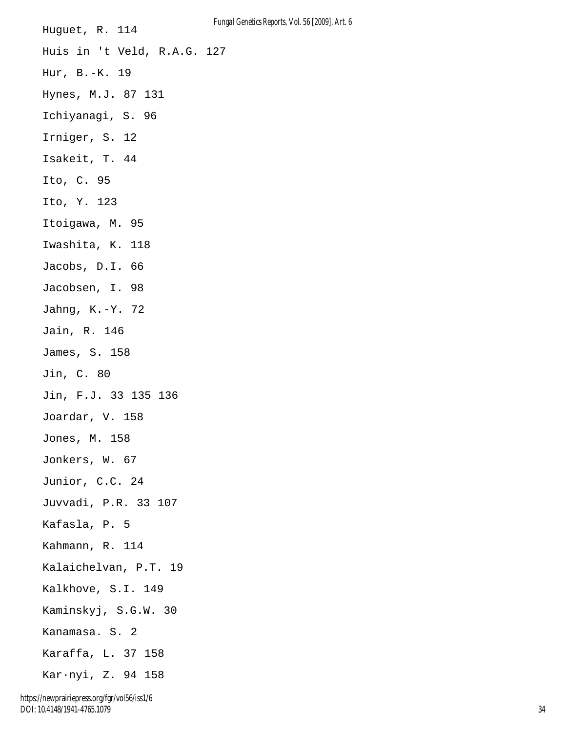Huguet, R. 114

Huis in 't Veld, R.A.G. 127

Hur, B.-K. 19

Hynes, M.J. 87 131

Ichiyanagi, S. 96

Irniger, S. 12

Isakeit, T. 44

Ito, C. 95

Ito, Y. 123

Itoigawa, M. 95

Iwashita, K. 118

Jacobs, D.I. 66

Jacobsen, I. 98

Jahng, K.-Y. 72

Jain, R. 146

James, S. 158

Jin, C. 80

Jin, F.J. 33 135 136

Joardar, V. 158

Jones, M. 158

Jonkers, W. 67

Junior, C.C. 24

Juvvadi, P.R. 33 107

Kafasla, P. 5

Kahmann, R. 114

Kalaichelvan, P.T. 19

Kalkhove, S.I. 149

Kaminskyj, S.G.W. 30

Kanamasa. S. 2

Karaffa, L. 37 158

Kar·nyi, Z. 94 158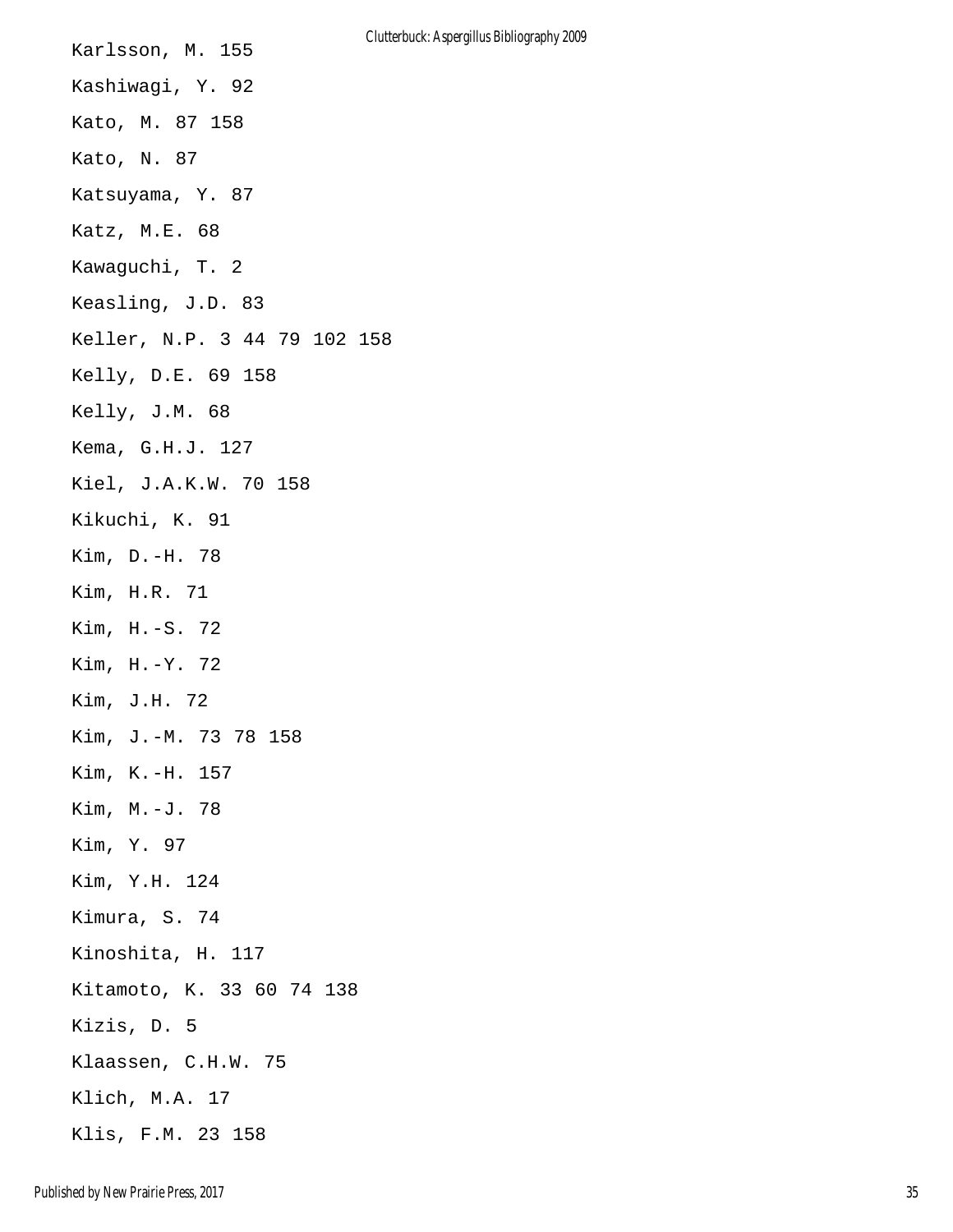Karlsson, M. 155

Kashiwagi, Y. 92

Kato, M. 87 158

Kato, N. 87

Katsuyama, Y. 87

Katz, M.E. 68

Kawaguchi, T. 2

Keasling, J.D. 83

Keller, N.P. 3 44 79 102 158

Kelly, D.E. 69 158

Kelly, J.M. 68

Kema, G.H.J. 127

Kiel, J.A.K.W. 70 158

Kikuchi, K. 91

Kim, D.-H. 78

Kim, H.R. 71

Kim, H.-S. 72

Kim, H.-Y. 72

Kim, J.H. 72

Kim, J.-M. 73 78 158

Kim, K.-H. 157

Kim, M.-J. 78

Kim, Y. 97

Kim, Y.H. 124

Kimura, S. 74

Kinoshita, H. 117

Kitamoto, K. 33 60 74 138

Kizis, D. 5

Klaassen, C.H.W. 75

Klich, M.A. 17

Klis, F.M. 23 158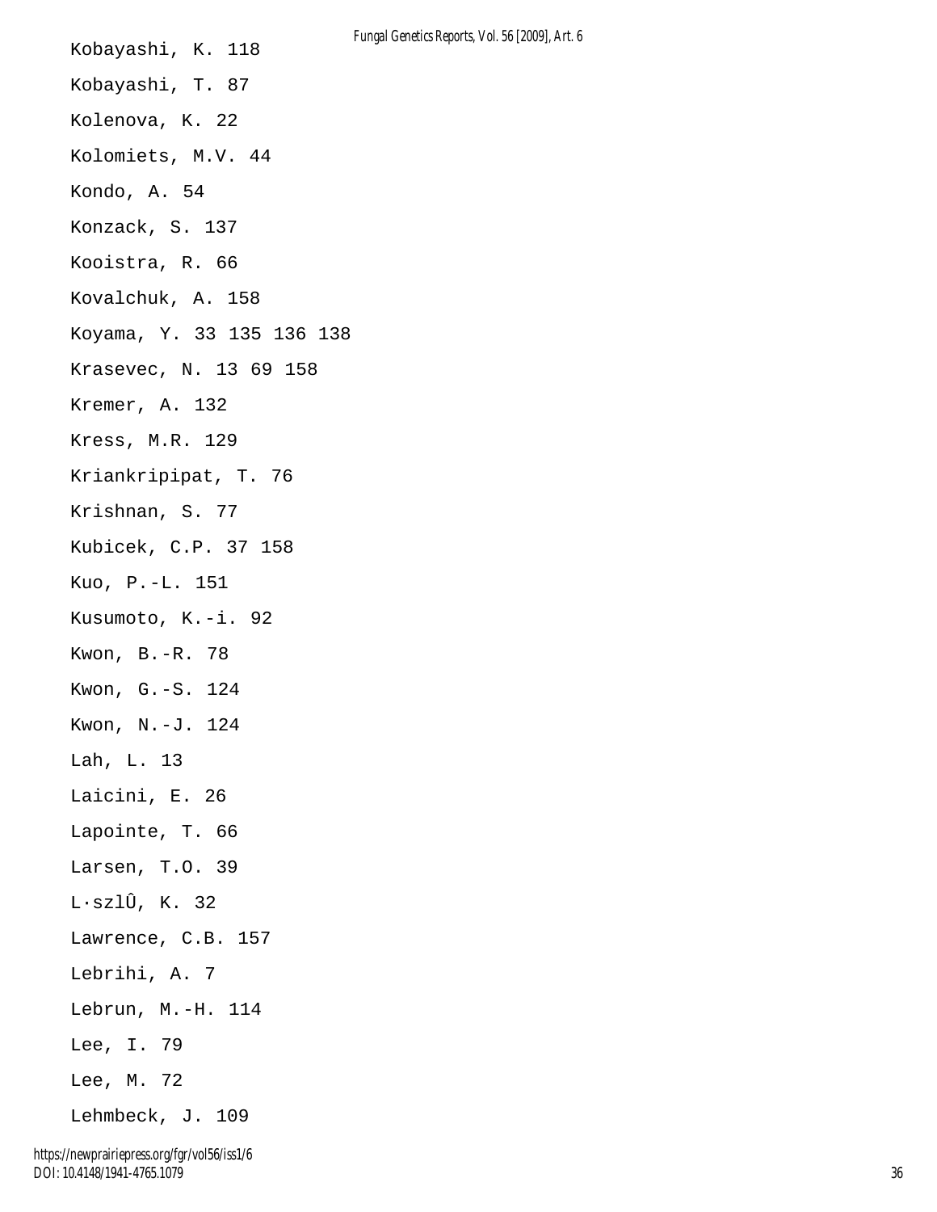Kobayashi, K. 118

Kobayashi, T. 87

Kolenova, K. 22

Kolomiets, M.V. 44

Kondo, A. 54

Konzack, S. 137

Kooistra, R. 66

Kovalchuk, A. 158

Koyama, Y. 33 135 136 138

Krasevec, N. 13 69 158

Kremer, A. 132

Kress, M.R. 129

Kriankripipat, T. 76

Krishnan, S. 77

Kubicek, C.P. 37 158

Kuo, P.-L. 151

Kusumoto, K.-i. 92

Kwon, B.-R. 78

Kwon, G.-S. 124

Kwon, N.-J. 124

Lah, L. 13

Laicini, E. 26

Lapointe, T. 66

Larsen, T.O. 39

L·szlÛ, K. 32

Lawrence, C.B. 157

Lebrihi, A. 7

Lebrun, M.-H. 114

Lee, I. 79

Lee, M. 72

Lehmbeck, J. 109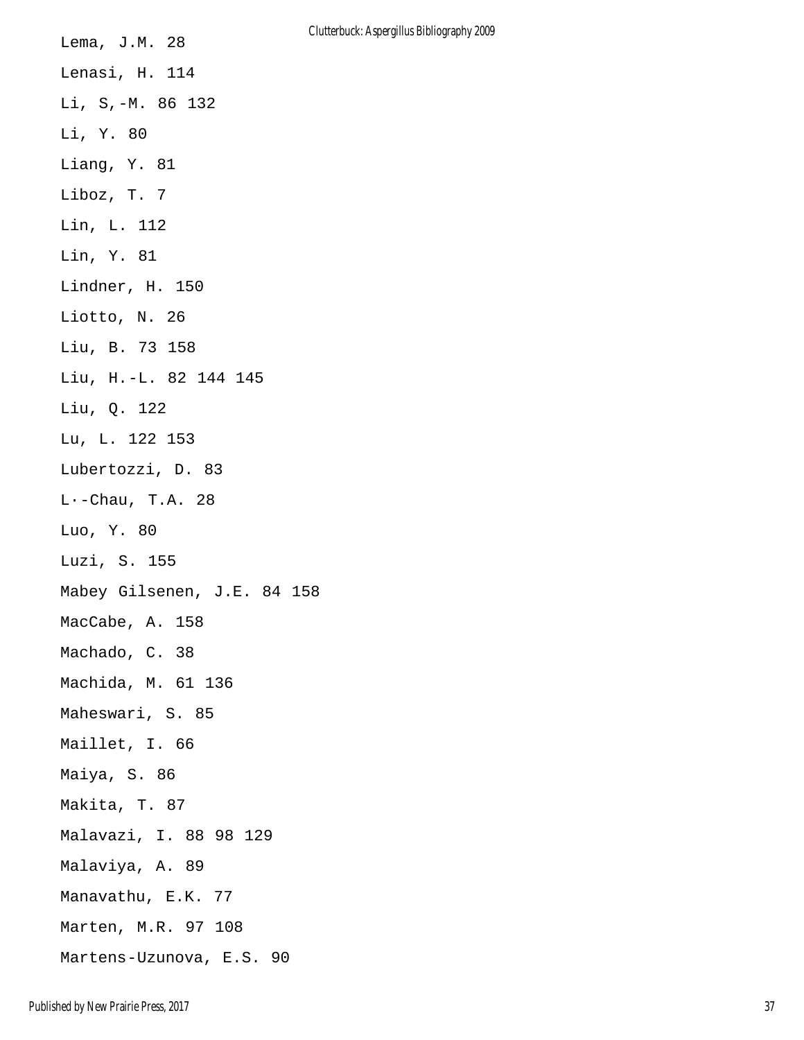Lema, J.M. 28

Lenasi, H. 114

Li, S,-M. 86 132

Li, Y. 80

Liang, Y. 81

Liboz, T. 7

Lin, L. 112

Lin, Y. 81

Lindner, H. 150

Liotto, N. 26

Liu, B. 73 158

Liu, H.-L. 82 144 145

Liu, Q. 122

Lu, L. 122 153

Lubertozzi, D. 83

L·-Chau, T.A. 28

Luo, Y. 80

Luzi, S. 155

Mabey Gilsenen, J.E. 84 158

MacCabe, A. 158

Machado, C. 38

Machida, M. 61 136

Maheswari, S. 85

Maillet, I. 66

Maiya, S. 86

Makita, T. 87

Malavazi, I. 88 98 129

Malaviya, A. 89

Manavathu, E.K. 77

Marten, M.R. 97 108

Martens-Uzunova, E.S. 90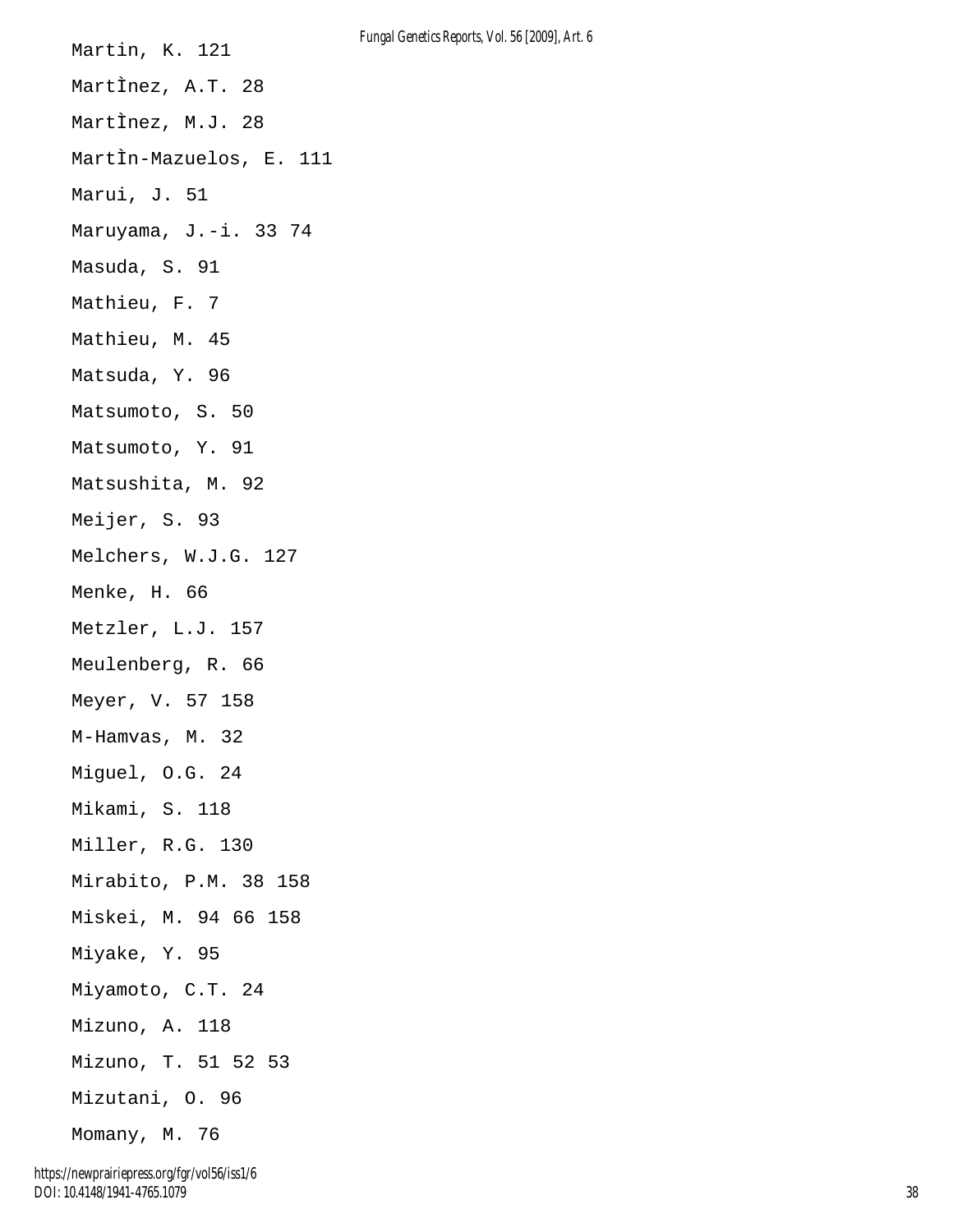Martin, K. 121

MartÌnez, A.T. 28

MartÌnez, M.J. 28

MartÌn-Mazuelos, E. 111

Marui, J. 51

Maruyama, J.-i. 33 74

Masuda, S. 91

Mathieu, F. 7

Mathieu, M. 45

Matsuda, Y. 96

Matsumoto, S. 50

Matsumoto, Y. 91

Matsushita, M. 92

Meijer, S. 93

Melchers, W.J.G. 127

Menke, H. 66

Metzler, L.J. 157

Meulenberg, R. 66

Meyer, V. 57 158

M-Hamvas, M. 32

Miguel, O.G. 24

Mikami, S. 118

Miller, R.G. 130

Mirabito, P.M. 38 158

Miskei, M. 94 66 158

Miyake, Y. 95

Miyamoto, C.T. 24

Mizuno, A. 118

Mizuno, T. 51 52 53

Mizutani, O. 96

Momany, M. 76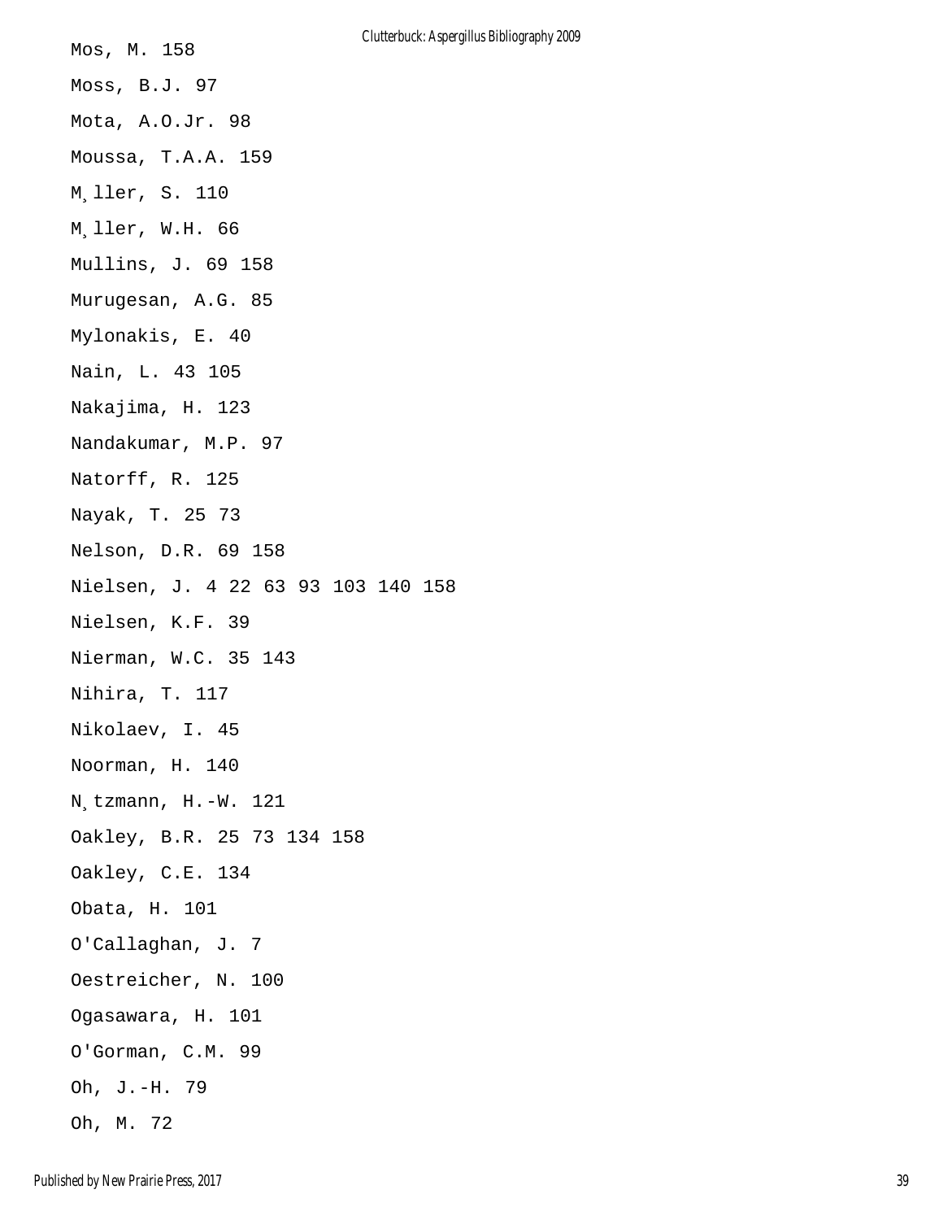Mos, M. 158

Moss, B.J. 97

Mota, A.O.Jr. 98

Moussa, T.A.A. 159

M¸ller, S. 110

M¸ller, W.H. 66

Mullins, J. 69 158

Murugesan, A.G. 85

Mylonakis, E. 40

Nain, L. 43 105

Nakajima, H. 123

Nandakumar, M.P. 97

Natorff, R. 125

Nayak, T. 25 73

Nelson, D.R. 69 158

Nielsen, J. 4 22 63 93 103 140 158

Nielsen, K.F. 39

Nierman, W.C. 35 143

Nihira, T. 117

Nikolaev, I. 45

Noorman, H. 140

N¸tzmann, H.-W. 121

Oakley, B.R. 25 73 134 158

Oakley, C.E. 134

Obata, H. 101

O'Callaghan, J. 7

Oestreicher, N. 100

Ogasawara, H. 101

O'Gorman, C.M. 99

Oh, J.-H. 79

Oh, M. 72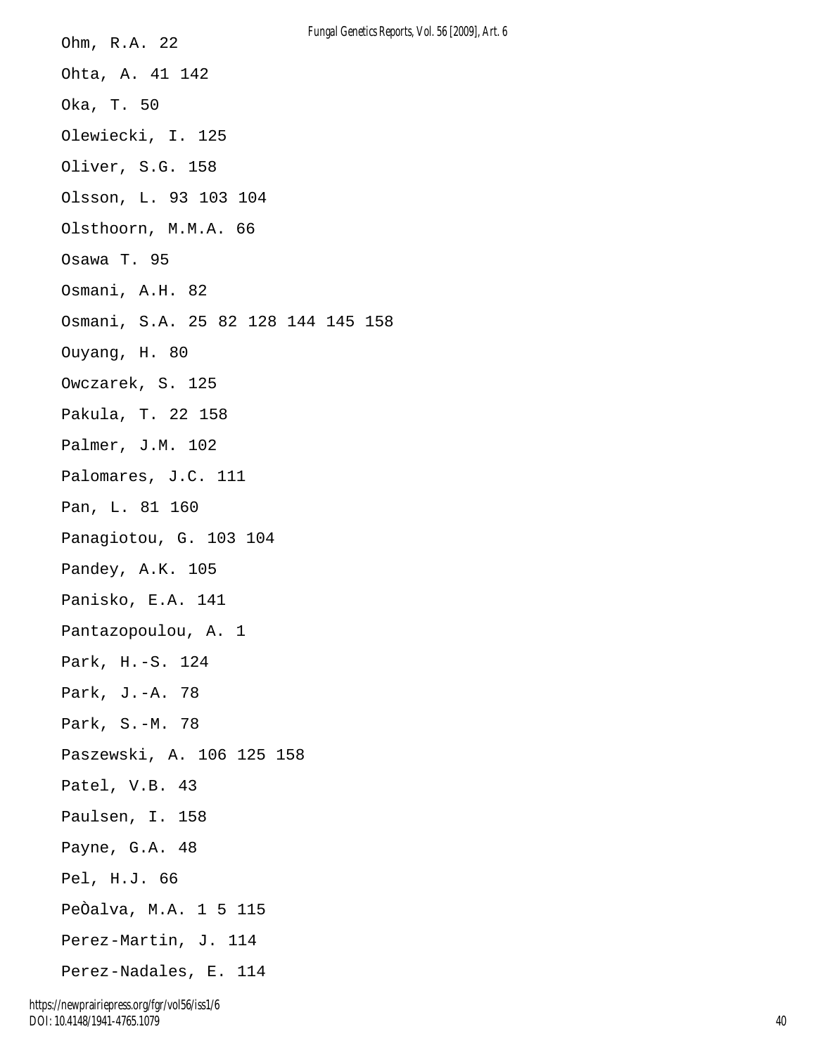Ohm, R.A. 22

Ohta, A. 41 142

Oka, T. 50

Olewiecki, I. 125

Oliver, S.G. 158

Olsson, L. 93 103 104

Olsthoorn, M.M.A. 66

Osawa T. 95

Osmani, A.H. 82

Osmani, S.A. 25 82 128 144 145 158

Ouyang, H. 80

Owczarek, S. 125

Pakula, T. 22 158

Palmer, J.M. 102

Palomares, J.C. 111

Pan, L. 81 160

Panagiotou, G. 103 104

Pandey, A.K. 105

Panisko, E.A. 141

Pantazopoulou, A. 1

Park, H.-S. 124

Park, J.-A. 78

Park, S.-M. 78

Paszewski, A. 106 125 158

Patel, V.B. 43

Paulsen, I. 158

Payne, G.A. 48

Pel, H.J. 66

PeÒalva, M.A. 1 5 115

Perez-Martin, J. 114

Perez-Nadales, E. 114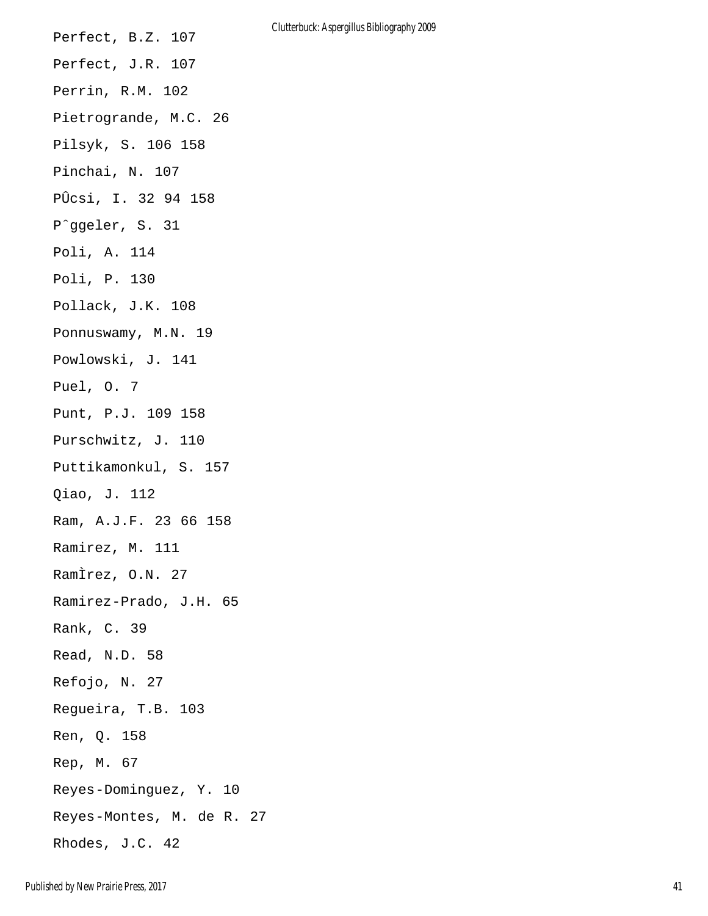Perfect, B.Z. 107

Perfect, J.R. 107

Perrin, R.M. 102

Pietrogrande, M.C. 26

Pilsyk, S. 106 158

Pinchai, N. 107

PÛcsi, I. 32 94 158

Pˆggeler, S. 31

Poli, A. 114

Poli, P. 130

Pollack, J.K. 108

Ponnuswamy, M.N. 19

Powlowski, J. 141

Puel, O. 7

Punt, P.J. 109 158

Purschwitz, J. 110

Puttikamonkul, S. 157

Qiao, J. 112

Ram, A.J.F. 23 66 158

Ramirez, M. 111

RamÌrez, O.N. 27

Ramirez-Prado, J.H. 65

Rank, C. 39

Read, N.D. 58

Refojo, N. 27

Regueira, T.B. 103

Ren, Q. 158

Rep, M. 67

Reyes-Dominguez, Y. 10

Reyes-Montes, M. de R. 27

Rhodes, J.C. 42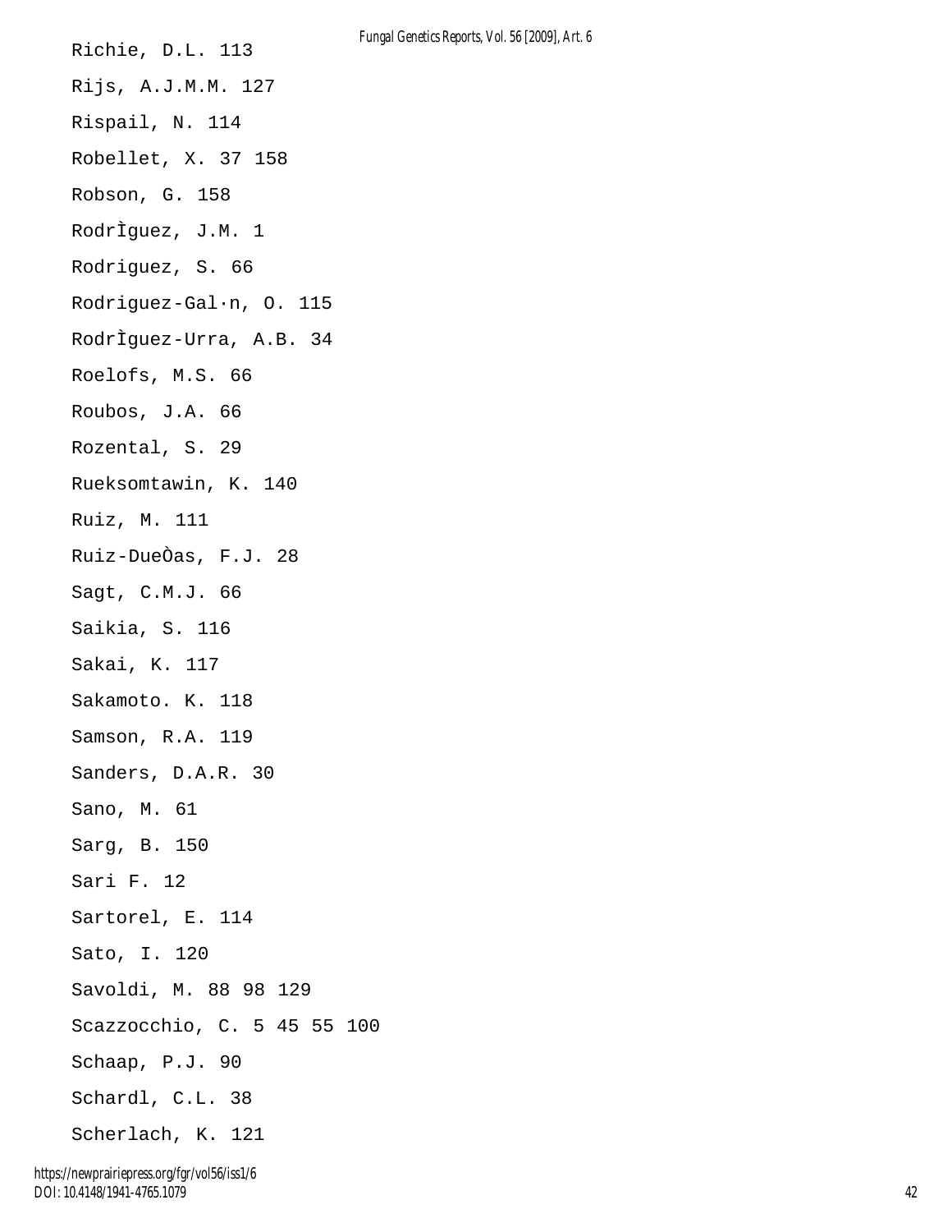Richie, D.L. 113

Rijs, A.J.M.M. 127

Rispail, N. 114

Robellet, X. 37 158

Robson, G. 158

RodrÌguez, J.M. 1

Rodriguez, S. 66

Rodriguez-Gal·n, O. 115

RodrÌguez-Urra, A.B. 34

Roelofs, M.S. 66

Roubos, J.A. 66

Rozental, S. 29

Rueksomtawin, K. 140

Ruiz, M. 111

Ruiz-DueÒas, F.J. 28

Sagt, C.M.J. 66

Saikia, S. 116

Sakai, K. 117

Sakamoto. K. 118

Samson, R.A. 119

Sanders, D.A.R. 30

Sano, M. 61

Sarg, B. 150

Sari F. 12

Sartorel, E. 114

Sato, I. 120

Savoldi, M. 88 98 129

Scazzocchio, C. 5 45 55 100

Schaap, P.J. 90

Schardl, C.L. 38

Scherlach, K. 121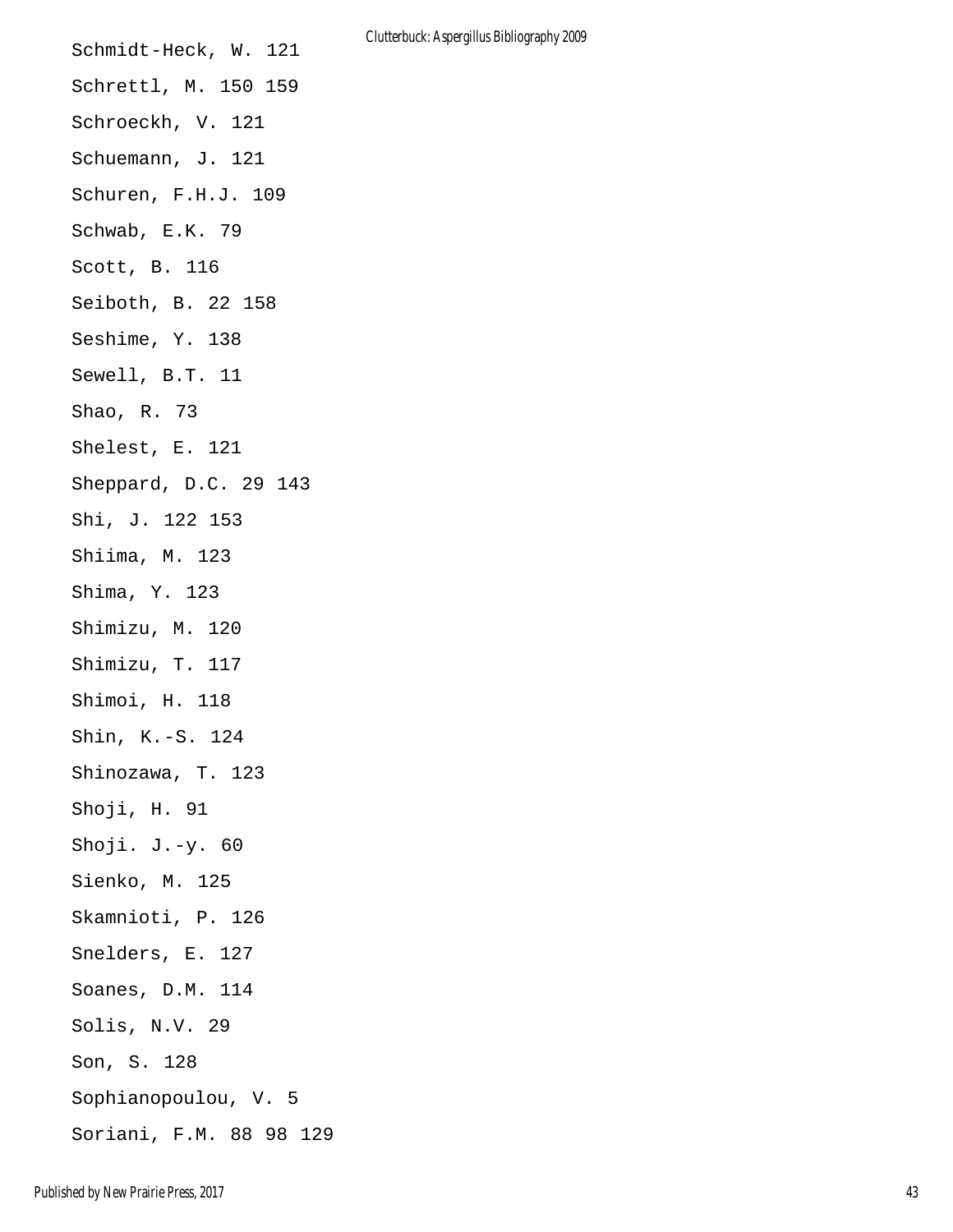Schmidt-Heck, W. 121

Schrettl, M. 150 159

Schroeckh, V. 121

Schuemann, J. 121

Schuren, F.H.J. 109

Schwab, E.K. 79

Scott, B. 116

Seiboth, B. 22 158

Seshime, Y. 138

Sewell, B.T. 11

Shao, R. 73

Shelest, E. 121

Sheppard, D.C. 29 143

Shi, J. 122 153

Shiima, M. 123

Shima, Y. 123

Shimizu, M. 120

Shimizu, T. 117

Shimoi, H. 118

Shin, K.-S. 124

Shinozawa, T. 123

Shoji, H. 91

Shoji. J.-y. 60

Sienko, M. 125

Skamnioti, P. 126

Snelders, E. 127

Soanes, D.M. 114

Solis, N.V. 29

Son, S. 128

Sophianopoulou, V. 5

Soriani, F.M. 88 98 129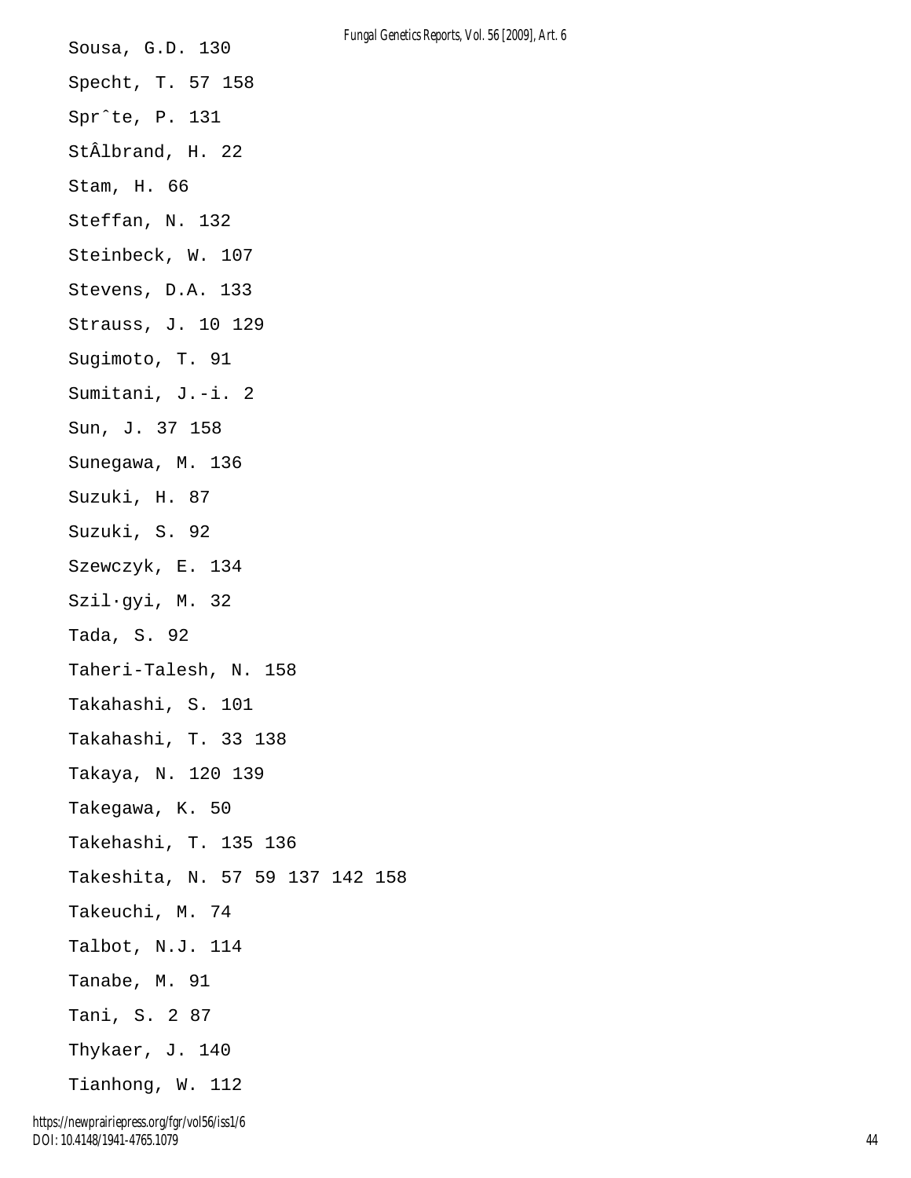Sousa, G.D. 130

Specht, T. 57 158

Sprˆte, P. 131

StÂlbrand, H. 22

Stam, H. 66

Steffan, N. 132

Steinbeck, W. 107

Stevens, D.A. 133

Strauss, J. 10 129

Sugimoto, T. 91

Sumitani, J.-i. 2

Sun, J. 37 158

Sunegawa, M. 136

Suzuki, H. 87

Suzuki, S. 92

Szewczyk, E. 134

Szil·gyi, M. 32

Tada, S. 92

Taheri-Talesh, N. 158

Takahashi, S. 101

Takahashi, T. 33 138

Takaya, N. 120 139

Takegawa, K. 50

Takehashi, T. 135 136

Takeshita, N. 57 59 137 142 158

Takeuchi, M. 74

Talbot, N.J. 114

Tanabe, M. 91

Tani, S. 2 87

Thykaer, J. 140

Tianhong, W. 112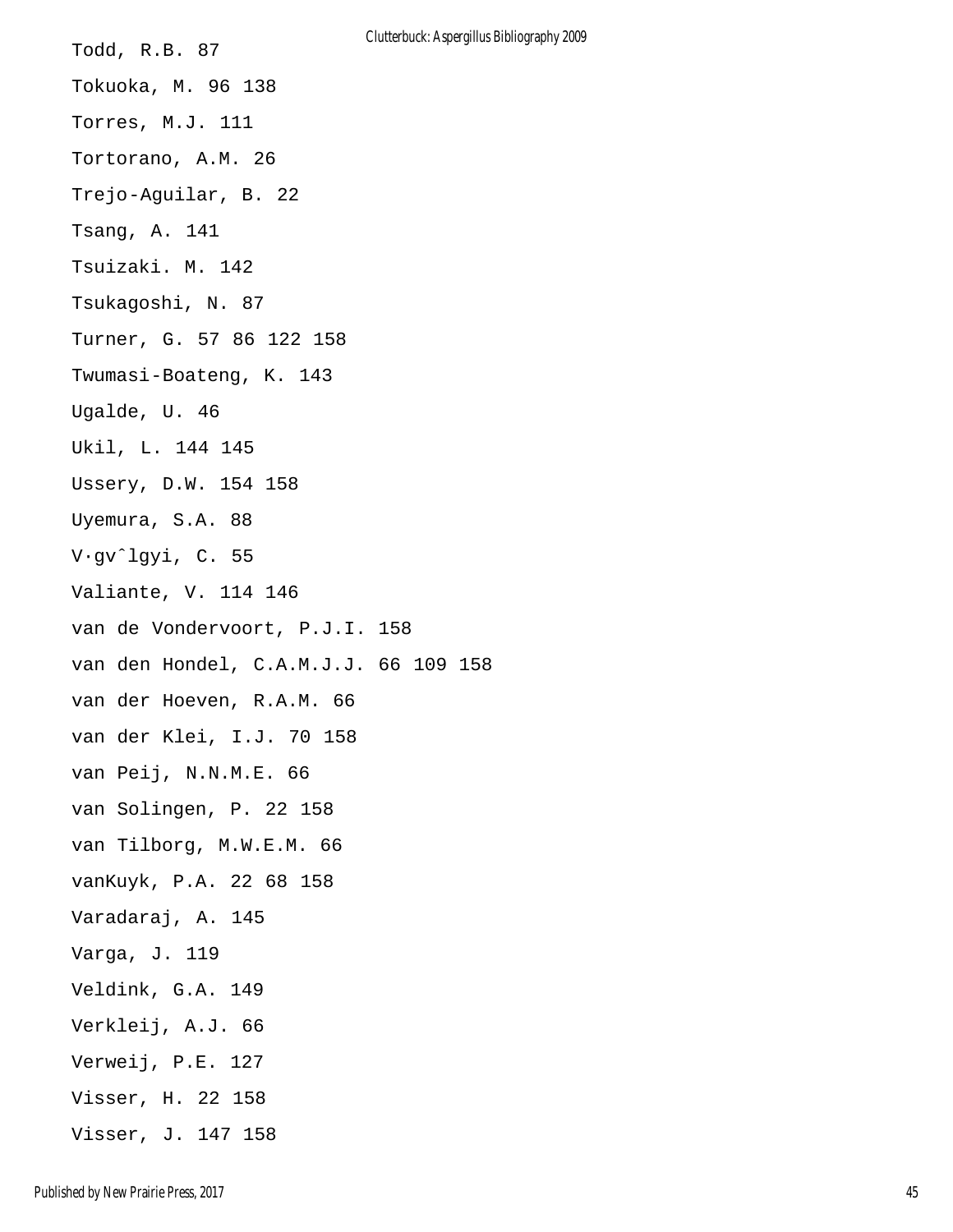Todd, R.B. 87

Tokuoka, M. 96 138

Torres, M.J. 111

Tortorano, A.M. 26

Trejo-Aguilar, B. 22

Tsang, A. 141

Tsuizaki. M. 142

Tsukagoshi, N. 87

Turner, G. 57 86 122 158

Twumasi-Boateng, K. 143

Ugalde, U. 46

Ukil, L. 144 145

Ussery, D.W. 154 158

Uyemura, S.A. 88

V·gvˆlgyi, C. 55

Valiante, V. 114 146

van de Vondervoort, P.J.I. 158

van den Hondel, C.A.M.J.J. 66 109 158

van der Hoeven, R.A.M. 66

van der Klei, I.J. 70 158

van Peij, N.N.M.E. 66

van Solingen, P. 22 158

van Tilborg, M.W.E.M. 66

vanKuyk, P.A. 22 68 158

Varadaraj, A. 145

Varga, J. 119

Veldink, G.A. 149

Verkleij, A.J. 66

Verweij, P.E. 127

Visser, H. 22 158

Visser, J. 147 158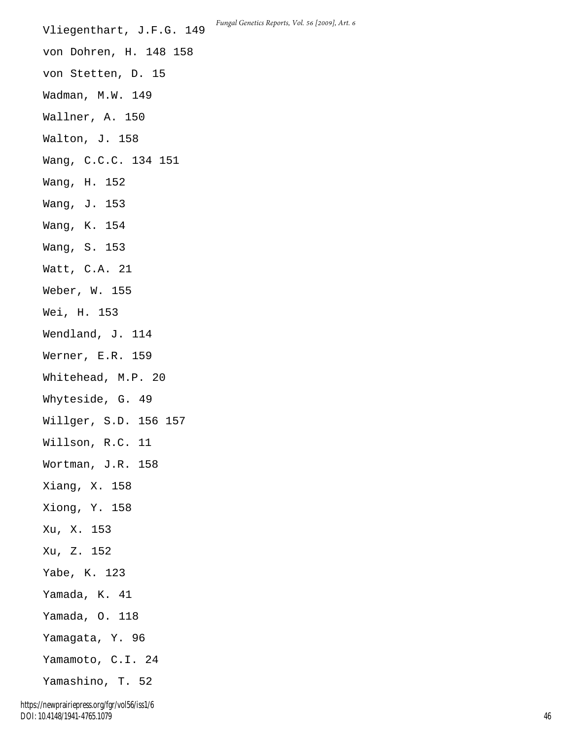Vliegenthart, J.F.G. 149

von Dohren, H. 148 158

von Stetten, D. 15

Wadman, M.W. 149

Wallner, A. 150

Walton, J. 158

Wang, C.C.C. 134 151

Wang, H. 152

Wang, J. 153

Wang, K. 154

Wang, S. 153

Watt, C.A. 21

Weber, W. 155

Wei, H. 153

Wendland, J. 114

Werner, E.R. 159

Whitehead, M.P. 20

Whyteside, G. 49

Willger, S.D. 156 157

Willson, R.C. 11

Wortman, J.R. 158

Xiang, X. 158

Xiong, Y. 158

Xu, X. 153

Xu, Z. 152

Yabe, K. 123

Yamada, K. 41

Yamada, O. 118

Yamagata, Y. 96

Yamamoto, C.I. 24

Yamashino, T. 52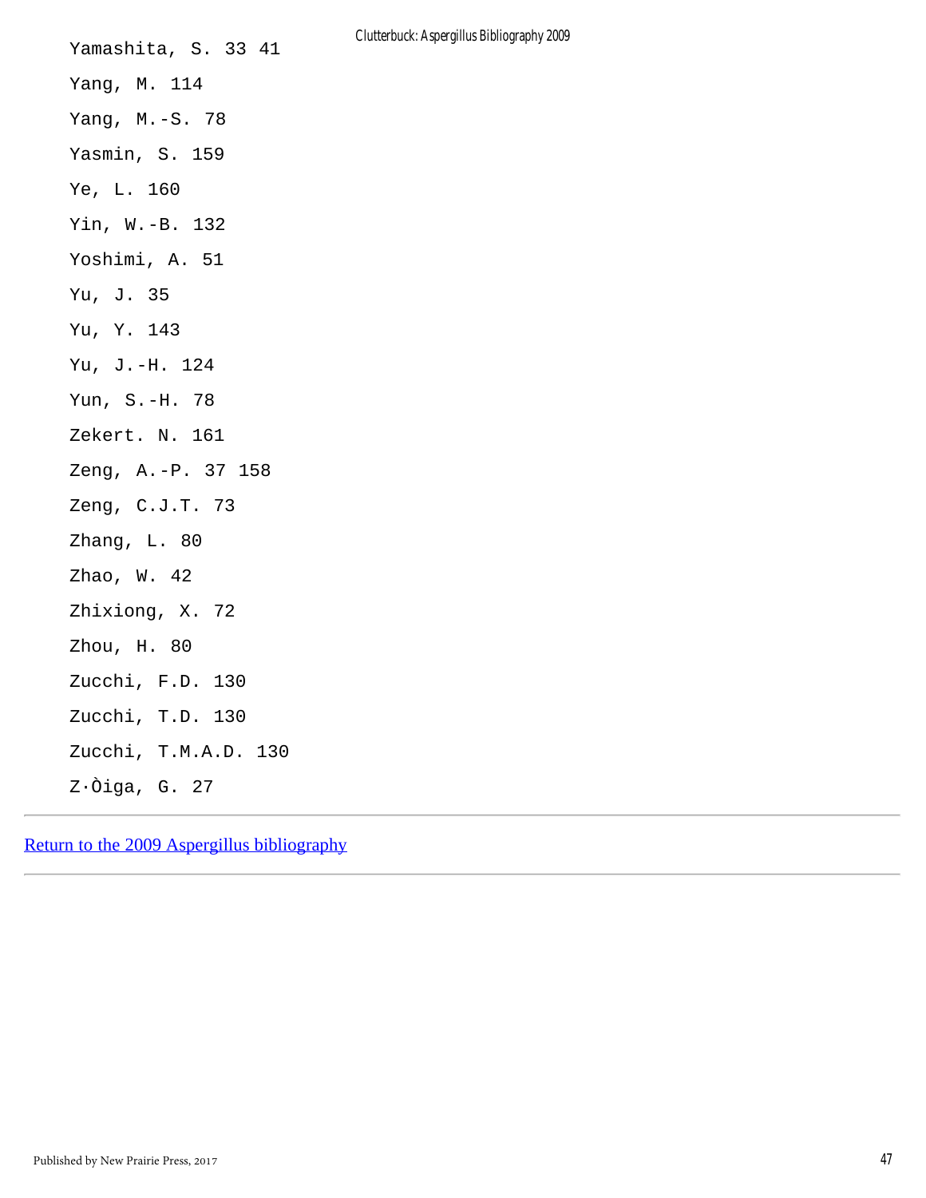Yamashita, S. 33 41

Yang, M. 114

Yang, M.-S. 78

Yasmin, S. 159

Ye, L. 160

Yin, W.-B. 132

Yoshimi, A. 51

Yu, J. 35

Yu, Y. 143

Yu, J.-H. 124

Yun, S.-H. 78

Zekert. N. 161

Zeng, A.-P. 37 158

Zeng, C.J.T. 73

Zhang, L. 80

Zhao, W. 42

Zhixiong, X. 72

Zhou, H. 80

Zucchi, F.D. 130

Zucchi, T.D. 130

Zucchi, T.M.A.D. 130

Z·Òiga, G. 27

---

Return to the 2009 Aspergillus bibliography

---